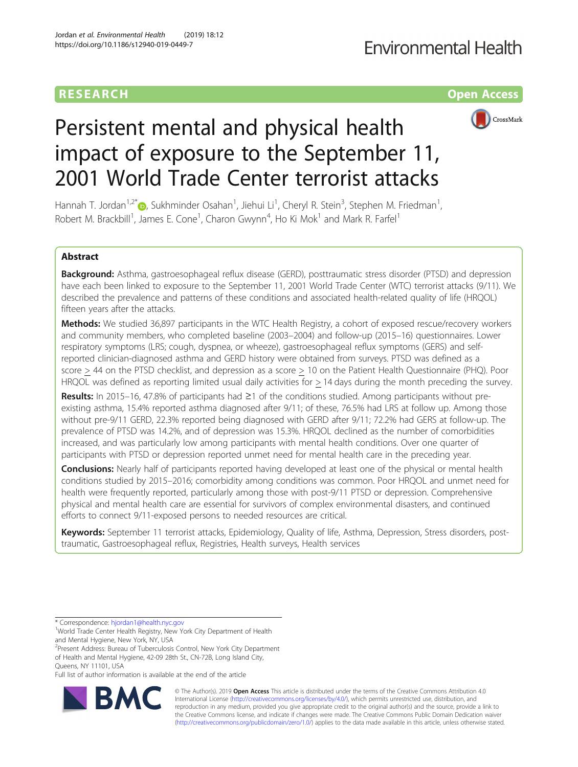RESEARCH Open Access

# Persistent mental and physical health impact of exposure to the September 11, 2001 World Trade Center terrorist attacks

Hannah T. Jordan[1,2*], Sukhminder Osahan[1], Jiehui Li[1], Cheryl R. Stein[3], Stephen M. Friedman[1], Robert M. Brackbill[1], James E. Cone[1], Charon Gwynn[4], Ho Ki Mok[1] and Mark R. Farfel[1]

## Abstract

**Background:** Asthma, gastroesophageal reflux disease (GERD), posttraumatic stress disorder (PTSD) and depression have each been linked to exposure to the September 11, 2001 World Trade Center (WTC) terrorist attacks (9/11). We described the prevalence and patterns of these conditions and associated health-related quality of life (HRQOL) fifteen years after the attacks.

**Methods:** We studied 36,897 participants in the WTC Health Registry, a cohort of exposed rescue/recovery workers and community members, who completed baseline (2003–2004) and follow-up (2015–16) questionnaires. Lower respiratory symptoms (LRS; cough, dyspnea, or wheeze), gastroesophageal reflux symptoms (GERS) and self-reported clinician-diagnosed asthma and GERD history were obtained from surveys. PTSD was defined as a score ≥ 44 on the PTSD checklist, and depression as a score ≥ 10 on the Patient Health Questionnaire (PHQ). Poor HRQOL was defined as reporting limited usual daily activities for ≥ 14 days during the month preceding the survey.

**Results:** In 2015–16, 47.8% of participants had ≥1 of the conditions studied. Among participants without pre-existing asthma, 15.4% reported asthma diagnosed after 9/11; of these, 76.5% had LRS at follow up. Among those without pre-9/11 GERD, 22.3% reported being diagnosed with GERD after 9/11; 72.2% had GERS at follow-up. The prevalence of PTSD was 14.2%, and of depression was 15.3%. HRQOL declined as the number of comorbidities increased, and was particularly low among participants with mental health conditions. Over one quarter of participants with PTSD or depression reported unmet need for mental health care in the preceding year.

**Conclusions:** Nearly half of participants reported having developed at least one of the physical or mental health conditions studied by 2015–2016; comorbidity among conditions was common. Poor HRQOL and unmet need for health were frequently reported, particularly among those with post-9/11 PTSD or depression. Comprehensive physical and mental health care are essential for survivors of complex environmental disasters, and continued efforts to connect 9/11-exposed persons to needed resources are critical.

**Keywords:** September 11 terrorist attacks, Epidemiology, Quality of life, Asthma, Depression, Stress disorders, post-traumatic, Gastroesophageal reflux, Registries, Health surveys, Health services

---

* Correspondence: hjordan1@health.nyc.gov
[1]World Trade Center Health Registry, New York City Department of Health and Mental Hygiene, New York, NY, USA
[2]Present Address: Bureau of Tuberculosis Control, New York City Department of Health and Mental Hygiene, 42-09 28th St., CN-72B, Long Island City, Queens, NY 11101, USA
Full list of author information is available at the end of the article

© The Author(s). 2019 **Open Access** This article is distributed under the terms of the Creative Commons Attribution 4.0 International License (http://creativecommons.org/licenses/by/4.0/), which permits unrestricted use, distribution, and reproduction in any medium, provided you give appropriate credit to the original author(s) and the source, provide a link to the Creative Commons license, and indicate if changes were made. The Creative Commons Public Domain Dedication waiver (http://creativecommons.org/publicdomain/zero/1.0/) applies to the data made available in this article, unless otherwise stated.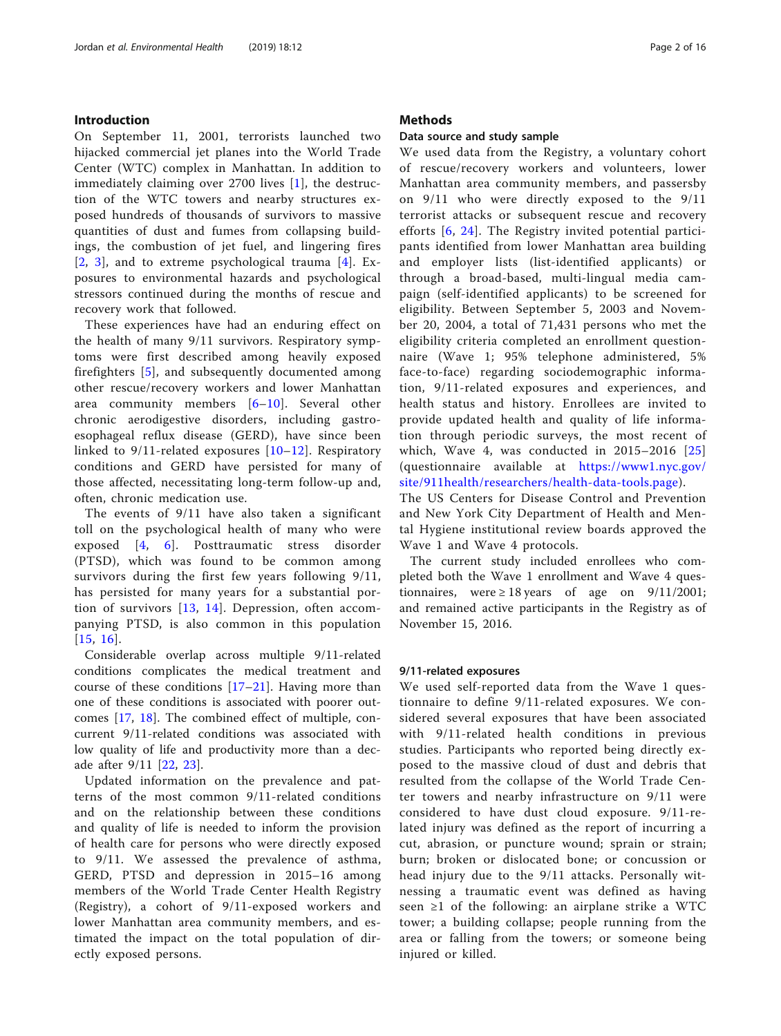## Introduction

On September 11, 2001, terrorists launched two hijacked commercial jet planes into the World Trade Center (WTC) complex in Manhattan. In addition to immediately claiming over 2700 lives [1], the destruction of the WTC towers and nearby structures exposed hundreds of thousands of survivors to massive quantities of dust and fumes from collapsing buildings, the combustion of jet fuel, and lingering fires [2, 3], and to extreme psychological trauma [4]. Exposures to environmental hazards and psychological stressors continued during the months of rescue and recovery work that followed.

These experiences have had an enduring effect on the health of many 9/11 survivors. Respiratory symptoms were first described among heavily exposed firefighters [5], and subsequently documented among other rescue/recovery workers and lower Manhattan area community members [6–10]. Several other chronic aerodigestive disorders, including gastroesophageal reflux disease (GERD), have since been linked to 9/11-related exposures [10–12]. Respiratory conditions and GERD have persisted for many of those affected, necessitating long-term follow-up and, often, chronic medication use.

The events of 9/11 have also taken a significant toll on the psychological health of many who were exposed [4, 6]. Posttraumatic stress disorder (PTSD), which was found to be common among survivors during the first few years following 9/11, has persisted for many years for a substantial portion of survivors [13, 14]. Depression, often accompanying PTSD, is also common in this population [15, 16].

Considerable overlap across multiple 9/11-related conditions complicates the medical treatment and course of these conditions [17–21]. Having more than one of these conditions is associated with poorer outcomes [17, 18]. The combined effect of multiple, concurrent 9/11-related conditions was associated with low quality of life and productivity more than a decade after 9/11 [22, 23].

Updated information on the prevalence and patterns of the most common 9/11-related conditions and on the relationship between these conditions and quality of life is needed to inform the provision of health care for persons who were directly exposed to 9/11. We assessed the prevalence of asthma, GERD, PTSD and depression in 2015–16 among members of the World Trade Center Health Registry (Registry), a cohort of 9/11-exposed workers and lower Manhattan area community members, and estimated the impact on the total population of directly exposed persons.

## Methods

### Data source and study sample

We used data from the Registry, a voluntary cohort of rescue/recovery workers and volunteers, lower Manhattan area community members, and passersby on 9/11 who were directly exposed to the 9/11 terrorist attacks or subsequent rescue and recovery efforts [6, 24]. The Registry invited potential participants identified from lower Manhattan area building and employer lists (list-identified applicants) or through a broad-based, multi-lingual media campaign (self-identified applicants) to be screened for eligibility. Between September 5, 2003 and November 20, 2004, a total of 71,431 persons who met the eligibility criteria completed an enrollment questionnaire (Wave 1; 95% telephone administered, 5% face-to-face) regarding sociodemographic information, 9/11-related exposures and experiences, and health status and history. Enrollees are invited to provide updated health and quality of life information through periodic surveys, the most recent of which, Wave 4, was conducted in 2015–2016 [25] (questionnaire available at https://www1.nyc.gov/site/911health/researchers/health-data-tools.page).

The US Centers for Disease Control and Prevention and New York City Department of Health and Mental Hygiene institutional review boards approved the Wave 1 and Wave 4 protocols.

The current study included enrollees who completed both the Wave 1 enrollment and Wave 4 questionnaires, were ≥ 18 years of age on 9/11/2001; and remained active participants in the Registry as of November 15, 2016.

### 9/11-related exposures

We used self-reported data from the Wave 1 questionnaire to define 9/11-related exposures. We considered several exposures that have been associated with 9/11-related health conditions in previous studies. Participants who reported being directly exposed to the massive cloud of dust and debris that resulted from the collapse of the World Trade Center towers and nearby infrastructure on 9/11 were considered to have dust cloud exposure. 9/11-related injury was defined as the report of incurring a cut, abrasion, or puncture wound; sprain or strain; burn; broken or dislocated bone; or concussion or head injury due to the 9/11 attacks. Personally witnessing a traumatic event was defined as having seen ≥1 of the following: an airplane strike a WTC tower; a building collapse; people running from the area or falling from the towers; or someone being injured or killed.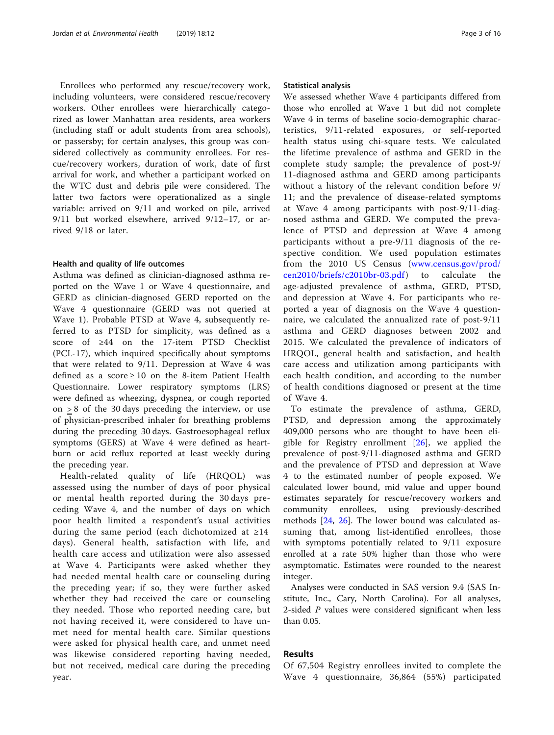Enrollees who performed any rescue/recovery work, including volunteers, were considered rescue/recovery workers. Other enrollees were hierarchically categorized as lower Manhattan area residents, area workers (including staff or adult students from area schools), or passersby; for certain analyses, this group was considered collectively as community enrollees. For rescue/recovery workers, duration of work, date of first arrival for work, and whether a participant worked on the WTC dust and debris pile were considered. The latter two factors were operationalized as a single variable: arrived on 9/11 and worked on pile, arrived 9/11 but worked elsewhere, arrived 9/12–17, or arrived 9/18 or later.

### Health and quality of life outcomes

Asthma was defined as clinician-diagnosed asthma reported on the Wave 1 or Wave 4 questionnaire, and GERD as clinician-diagnosed GERD reported on the Wave 4 questionnaire (GERD was not queried at Wave 1). Probable PTSD at Wave 4, subsequently referred to as PTSD for simplicity, was defined as a score of ≥44 on the 17-item PTSD Checklist (PCL-17), which inquired specifically about symptoms that were related to 9/11. Depression at Wave 4 was defined as a score ≥ 10 on the 8-item Patient Health Questionnaire. Lower respiratory symptoms (LRS) were defined as wheezing, dyspnea, or cough reported on ≥ 8 of the 30 days preceding the interview, or use of physician-prescribed inhaler for breathing problems during the preceding 30 days. Gastroesophageal reflux symptoms (GERS) at Wave 4 were defined as heartburn or acid reflux reported at least weekly during the preceding year.

Health-related quality of life (HRQOL) was assessed using the number of days of poor physical or mental health reported during the 30 days preceding Wave 4, and the number of days on which poor health limited a respondent's usual activities during the same period (each dichotomized at ≥14 days). General health, satisfaction with life, and health care access and utilization were also assessed at Wave 4. Participants were asked whether they had needed mental health care or counseling during the preceding year; if so, they were further asked whether they had received the care or counseling they needed. Those who reported needing care, but not having received it, were considered to have unmet need for mental health care. Similar questions were asked for physical health care, and unmet need was likewise considered reporting having needed, but not received, medical care during the preceding year.

### Statistical analysis

We assessed whether Wave 4 participants differed from those who enrolled at Wave 1 but did not complete Wave 4 in terms of baseline socio-demographic characteristics, 9/11-related exposures, or self-reported health status using chi-square tests. We calculated the lifetime prevalence of asthma and GERD in the complete study sample; the prevalence of post-9/11-diagnosed asthma and GERD among participants without a history of the relevant condition before 9/11; and the prevalence of disease-related symptoms at Wave 4 among participants with post-9/11-diagnosed asthma and GERD. We computed the prevalence of PTSD and depression at Wave 4 among participants without a pre-9/11 diagnosis of the respective condition. We used population estimates from the 2010 US Census (www.census.gov/prod/cen2010/briefs/c2010br-03.pdf) to calculate the age-adjusted prevalence of asthma, GERD, PTSD, and depression at Wave 4. For participants who reported a year of diagnosis on the Wave 4 questionnaire, we calculated the annualized rate of post-9/11 asthma and GERD diagnoses between 2002 and 2015. We calculated the prevalence of indicators of HRQOL, general health and satisfaction, and health care access and utilization among participants with each health condition, and according to the number of health conditions diagnosed or present at the time of Wave 4.

To estimate the prevalence of asthma, GERD, PTSD, and depression among the approximately 409,000 persons who are thought to have been eligible for Registry enrollment [26], we applied the prevalence of post-9/11-diagnosed asthma and GERD and the prevalence of PTSD and depression at Wave 4 to the estimated number of people exposed. We calculated lower bound, mid value and upper bound estimates separately for rescue/recovery workers and community enrollees, using previously-described methods [24, 26]. The lower bound was calculated assuming that, among list-identified enrollees, those with symptoms potentially related to 9/11 exposure enrolled at a rate 50% higher than those who were asymptomatic. Estimates were rounded to the nearest integer.

Analyses were conducted in SAS version 9.4 (SAS Institute, Inc., Cary, North Carolina). For all analyses, 2-sided *P* values were considered significant when less than 0.05.

## Results

Of 67,504 Registry enrollees invited to complete the Wave 4 questionnaire, 36,864 (55%) participated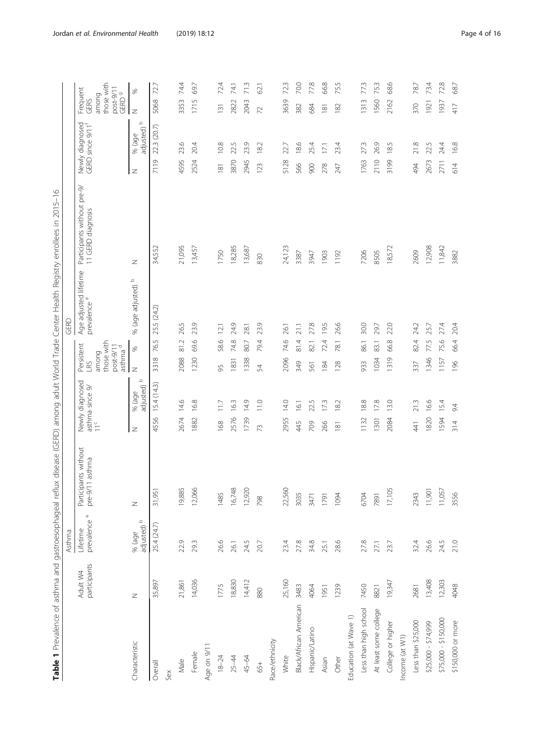**Table 1** Prevalence of asthma and gastroesophageal reflux disease (GERD) among adult World Trade Center Health Registry enrollees in 2015–16

| Characteristic | Adult W4 participants | Asthma | | | | | | GERD | | | | | | |
|---|---|---|---|---|---|---|---|---|---|---|---|---|---|---|
| | | Lifetime prevalence [a] | Participants without pre-9/11 asthma | Newly diagnosed asthma since 9/11 [c] | | Persistent LRS among those with post-9/11 asthma [d] | | Age adjusted lifetime prevalence [e] | Participants without pre-9/11 GERD diagnosis | Newly diagnosed GERD since 9/11 [f] | | Frequent GERS among those with post-9/11 GERD [g] | |
| | N | % (age adjusted) [b] | N | N | % (age adjusted) [b] | N | % | % (age adjusted) [b] | N | N | % (age adjusted) [b] | N | % |
| Overall | 35,897 | 25.4 (24.7) | 31,951 | 4556 | 15.4 (14.3) | 3318 | 76.5 | 25.5 (24.2) | 34,552 | 7119 | 22.3 (20.7) | 5068 | 72.7 |
| Sex | | | | | | | | | | | | | |
| Male | 21,861 | 22.9 | 19,885 | 2674 | 14.6 | 2088 | 81.2 | 26.5 | 21,095 | 4595 | 23.6 | 3353 | 74.4 |
| Female | 14,036 | 29.3 | 12,066 | 1882 | 16.8 | 1230 | 69.6 | 23.9 | 13,457 | 2524 | 20.4 | 1715 | 69.7 |
| Age on 9/11 | | | | | | | | | | | | | |
| 18–24 | 1775 | 26.6 | 1485 | 168 | 11.7 | 95 | 58.6 | 12.1 | 1750 | 181 | 10.8 | 131 | 72.4 |
| 25–44 | 18,830 | 26.1 | 16,748 | 2576 | 16.3 | 1831 | 74.8 | 24.9 | 18,285 | 3870 | 22.5 | 2822 | 74.1 |
| 45–64 | 14,412 | 24.5 | 12,920 | 1739 | 14.9 | 1338 | 80.7 | 28.1 | 13,687 | 2945 | 23.9 | 2043 | 71.3 |
| 65+ | 880 | 20.7 | 798 | 73 | 11.0 | 54 | 79.4 | 23.9 | 830 | 123 | 18.2 | 72 | 62.1 |
| Race/ethnicity | | | | | | | | | | | | | |
| White | 25,160 | 23.4 | 22,560 | 2955 | 14.0 | 2096 | 74.6 | 26.1 | 24,123 | 5128 | 22.7 | 3639 | 72.3 |
| Black/African American | 3483 | 27.8 | 3035 | 445 | 16.1 | 349 | 81.4 | 21.1 | 3387 | 566 | 18.6 | 382 | 70.0 |
| Hispanic/Latino | 4064 | 34.8 | 3471 | 709 | 22.5 | 561 | 82.1 | 27.8 | 3947 | 900 | 25.4 | 684 | 77.8 |
| Asian | 1951 | 25.1 | 1791 | 266 | 17.3 | 184 | 72.4 | 19.5 | 1903 | 278 | 17.1 | 181 | 66.8 |
| Other | 1239 | 28.6 | 1094 | 181 | 18.2 | 128 | 78.1 | 26.6 | 1192 | 247 | 23.4 | 182 | 75.5 |
| Education (at Wave 1) | | | | | | | | | | | | | |
| Less than high school | 7450 | 27.8 | 6704 | 1132 | 18.8 | 933 | 86.1 | 30.0 | 7206 | 1763 | 27.3 | 1313 | 77.3 |
| At least some college | 8821 | 27.1 | 7891 | 1301 | 17.8 | 1034 | 83.1 | 29.7 | 8505 | 2110 | 26.9 | 1560 | 75.3 |
| College or higher | 19,347 | 23.7 | 17,105 | 2084 | 13.0 | 1319 | 66.8 | 22.0 | 18,572 | 3199 | 18.5 | 2162 | 68.6 |
| Income (at W1) | | | | | | | | | | | | | |
| Less than $25,000 | 2681 | 32.4 | 2343 | 441 | 21.3 | 337 | 82.4 | 24.2 | 2609 | 494 | 21.8 | 370 | 78.7 |
| $25,000 - $74,999 | 13,408 | 26.6 | 11,901 | 1820 | 16.6 | 1346 | 77.5 | 25.7 | 12,908 | 2673 | 22.5 | 1921 | 73.4 |
| $75,000 - $150,000 | 12,303 | 24.5 | 11,057 | 1594 | 15.4 | 1157 | 75.6 | 27.4 | 11,842 | 2711 | 24.4 | 1937 | 72.8 |
| $150,000 or more | 4048 | 21.0 | 3556 | 314 | 9.4 | 196 | 66.4 | 20.4 | 3882 | 614 | 16.8 | 417 | 68.7 |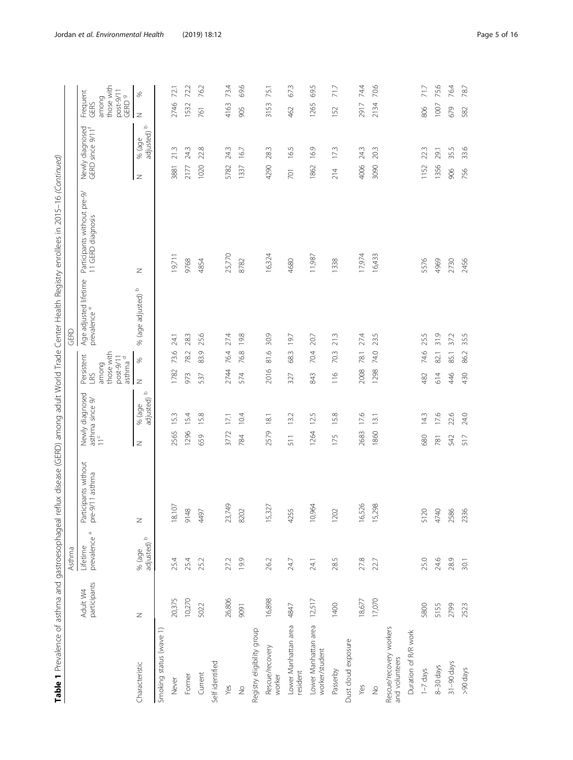**Table 1** Prevalence of asthma and gastroesophageal reflux disease (GERD) among adult World Trade Center Health Registry enrollees in 2015–16 *(Continued)*

| Characteristic | Adult W4 participants | Asthma | | | | | | GERD | | | | | |
|---|---|---|---|---|---|---|---|---|---|---|---|---|---|
| | | Lifetime prevalence [a] | Participants without pre-9/11 asthma | Newly diagnosed asthma since 9/11 [c] | | Persistent LRS among those with post-9/11 asthma [d] | | Age adjusted lifetime prevalence [e] | Participants without pre-9/11 GERD diagnosis | Newly diagnosed GERD since 9/11 [f] | | Frequent GERS among those with post-9/11 GERD [g] | |
| | N | % (age adjusted) [b] | N | N | % (age adjusted) [b] | N | % | % (age adjusted) [b] | N | N | % (age adjusted) [b] | N | % |
| Smoking status (wave 1) | | | | | | | | | | | | | |
| Never | 20,375 | 25.4 | 18,107 | 2565 | 15.3 | 1782 | 73.6 | 24.1 | 19,711 | 3881 | 21.3 | 2746 | 72.1 |
| Former | 10,270 | 25.4 | 9148 | 1296 | 15.4 | 973 | 78.2 | 28.3 | 9768 | 2177 | 24.3 | 1532 | 72.2 |
| Current | 5022 | 25.2 | 4497 | 659 | 15.8 | 537 | 83.9 | 25.6 | 4854 | 1020 | 22.8 | 761 | 76.2 |
| Self identified | | | | | | | | | | | | | |
| Yes | 26,806 | 27.2 | 23,749 | 3772 | 17.1 | 2744 | 76.4 | 27.4 | 25,770 | 5782 | 24.3 | 4163 | 73.4 |
| No | 9091 | 19.9 | 8202 | 784 | 10.4 | 574 | 76.8 | 19.8 | 8782 | 1337 | 16.7 | 905 | 69.6 |
| Registry eligibility group | | | | | | | | | | | | | |
| Rescue/recovery worker | 16,898 | 26.2 | 15,327 | 2579 | 18.1 | 2016 | 81.6 | 30.9 | 16,324 | 4290 | 28.3 | 3153 | 75.1 |
| Lower Manhattan area resident | 4847 | 24.7 | 4255 | 511 | 13.2 | 327 | 68.3 | 19.7 | 4680 | 701 | 16.5 | 462 | 67.3 |
| Lower Manhattan area worker/student | 12,517 | 24.1 | 10,964 | 1264 | 12.5 | 843 | 70.4 | 20.7 | 11,987 | 1862 | 16.9 | 1265 | 69.5 |
| Passerby | 1400 | 28.5 | 1202 | 175 | 15.8 | 116 | 70.3 | 21.3 | 1338 | 214 | 17.3 | 152 | 71.7 |
| Dust cloud exposure | | | | | | | | | | | | | |
| Yes | 18,677 | 27.8 | 16,526 | 2683 | 17.6 | 2008 | 78.1 | 27.4 | 17,974 | 4006 | 24.3 | 2917 | 74.4 |
| No | 17,070 | 22.7 | 15,298 | 1860 | 13.1 | 1298 | 74.0 | 23.5 | 16,433 | 3090 | 20.3 | 2134 | 70.6 |
| Rescue/recovery workers and volunteers | | | | | | | | | | | | | |
| Duration of R/R work | | | | | | | | | | | | | |
| 1–7 days | 5800 | 25.0 | 5120 | 680 | 14.3 | 482 | 74.6 | 25.5 | 5576 | 1152 | 22.3 | 806 | 71.7 |
| 8–30 days | 5155 | 24.6 | 4740 | 781 | 17.6 | 614 | 82.1 | 31.9 | 4969 | 1356 | 29.1 | 1007 | 75.6 |
| 31–90 days | 2799 | 28.9 | 2586 | 542 | 22.6 | 446 | 85.1 | 37.2 | 2730 | 906 | 35.5 | 679 | 76.4 |
| >90 days | 2523 | 30.1 | 2336 | 517 | 24.0 | 430 | 86.2 | 35.5 | 2456 | 756 | 33.6 | 582 | 78.7 |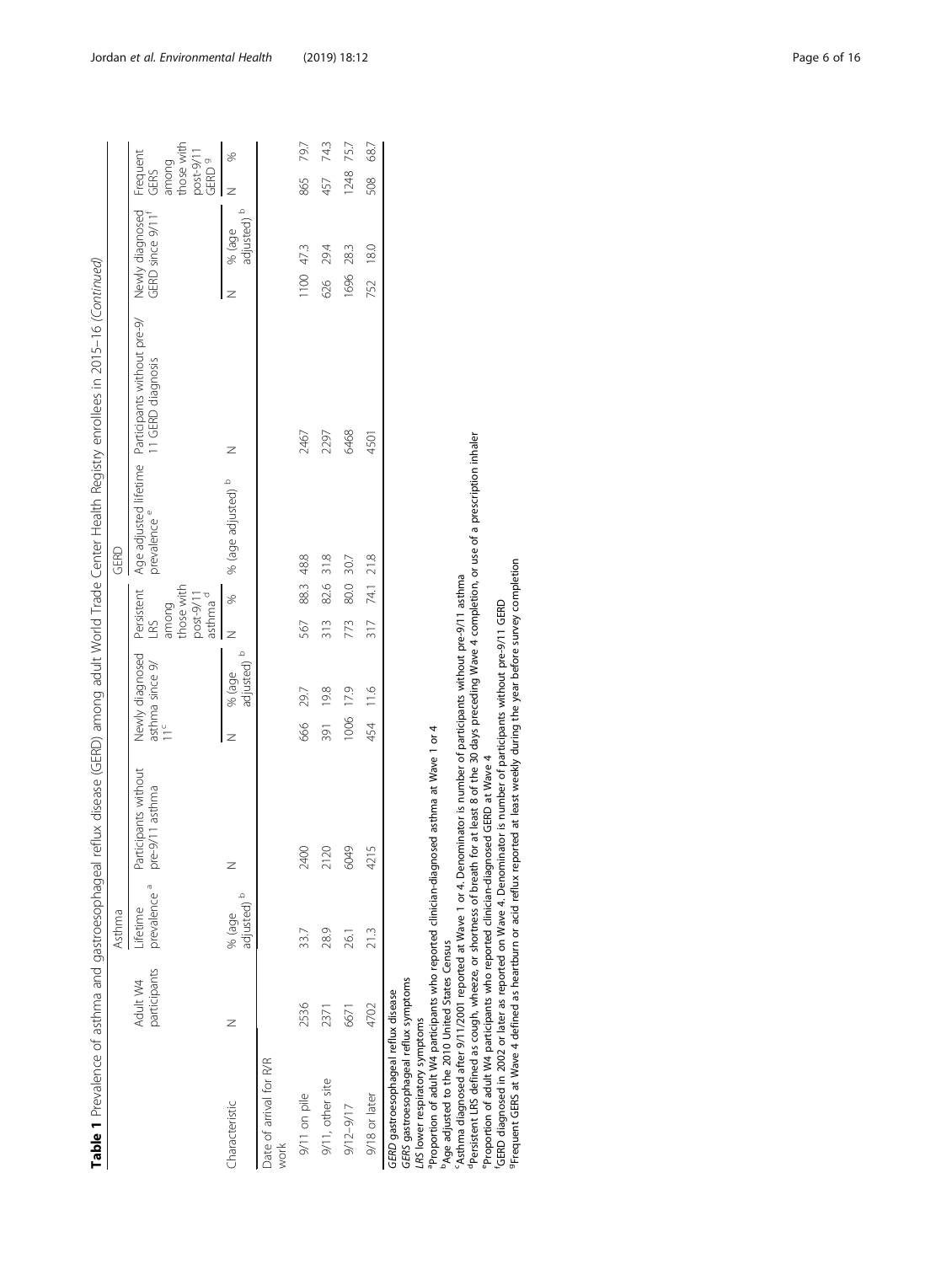**Table 1** Prevalence of asthma and gastroesophageal reflux disease (GERD) among adult World Trade Center Health Registry enrollees in 2015–16 *(Continued)*

| | Adult W4 participants | Asthma | | | | | | GERD | | | | | | |
|---|---|---|---|---|---|---|---|---|---|---|---|---|---|---|
| | | Lifetime prevalence [a] | Participants without pre-9/11 asthma | Newly diagnosed asthma since 9/11 [c] | | Persistent LRS among those with post-9/11 asthma [d] | | Age adjusted lifetime prevalence [e] | Participants without pre-9/11 GERD diagnosis | Newly diagnosed GERD since 9/11 [f] | | Frequent GERS among those with post-9/11 GERD [g] | |
| Characteristic | N | % (age adjusted) [b] | N | N | % (age adjusted) [b] | N | % | % (age adjusted) [b] | N | N | % (age adjusted) [b] | N | % |
| Date of arrival for R/R work | | | | | | | | | | | | | |
| 9/11 on pile | 2536 | 33.7 | 2400 | 666 | 29.7 | 567 | 88.3 | 48.8 | 2467 | 1100 | 47.3 | 865 | 79.7 |
| 9/11, other site | 2371 | 28.9 | 2120 | 391 | 19.8 | 313 | 82.6 | 31.8 | 2297 | 626 | 29.4 | 457 | 74.3 |
| 9/12–9/17 | 6671 | 26.1 | 6049 | 1006 | 17.9 | 773 | 80.0 | 30.7 | 6468 | 1696 | 28.3 | 1248 | 75.7 |
| 9/18 or later | 4702 | 21.3 | 4215 | 454 | 11.6 | 317 | 74.1 | 21.8 | 4501 | 752 | 18.0 | 508 | 68.7 |

*GERD* gastroesophageal reflux disease
*GERS* gastroesophageal reflux symptoms
*LRS* lower respiratory symptoms
[a]Proportion of adult W4 participants who reported clinician-diagnosed asthma at Wave 1 or 4
[b]Age adjusted to the 2010 United States Census
[c]Asthma diagnosed after 9/11/2001 reported at Wave 1 or 4. Denominator is number of participants without pre-9/11 asthma
[d]Persistent LRS defined as cough, wheeze, or shortness of breath for at least 8 of the 30 days preceding Wave 4 completion, or use of a prescription inhaler
[e]Proportion of adult W4 participants who reported clinician-diagnosed GERD at Wave 4
[f]GERD diagnosed in 2002 or later as reported on Wave 4. Denominator is number of participants without pre-9/11 GERD
[g]Frequent GERS at Wave 4 defined as heartburn or acid reflux reported at least weekly during the year before survey completion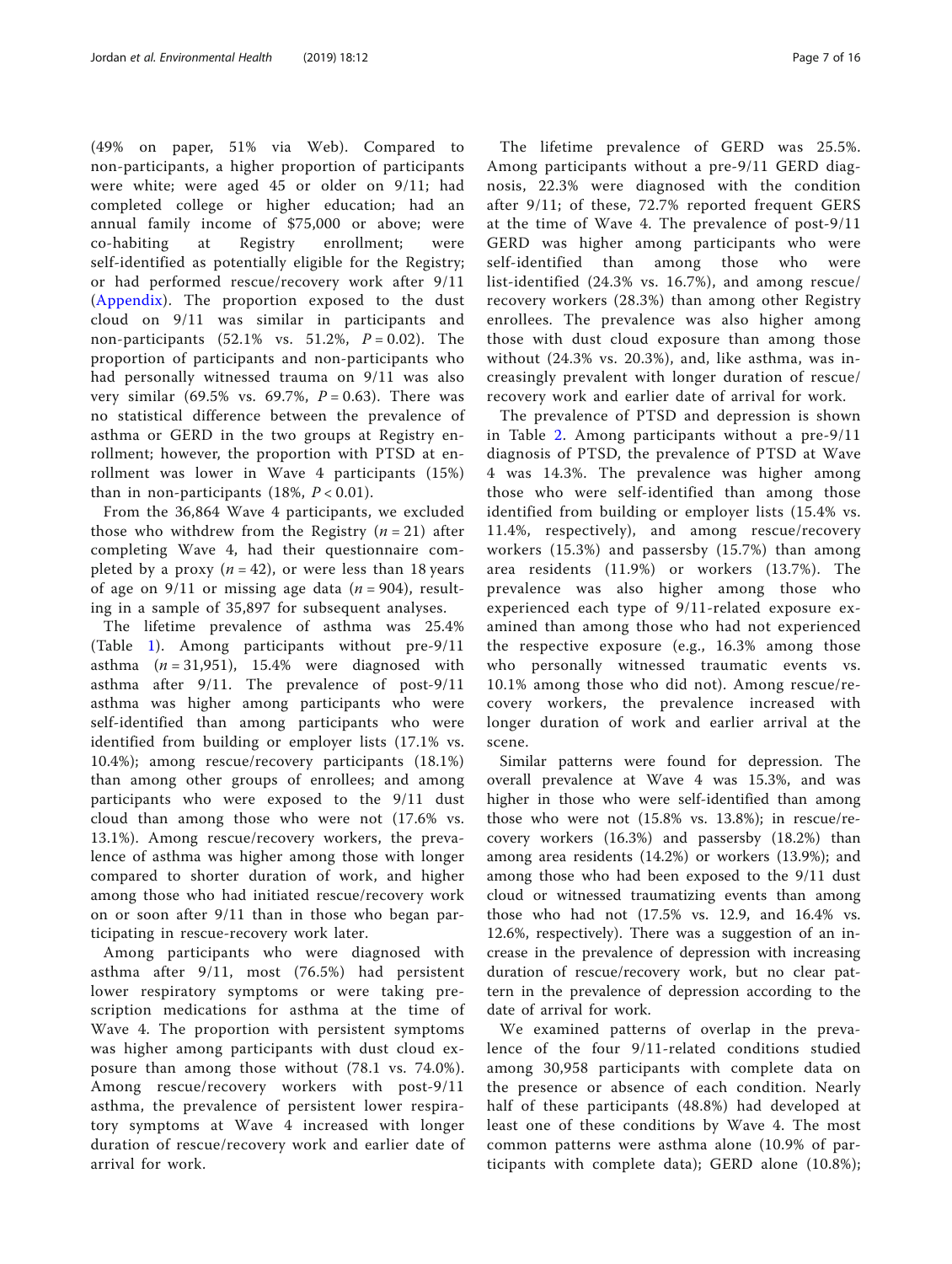(49% on paper, 51% via Web). Compared to non-participants, a higher proportion of participants were white; were aged 45 or older on 9/11; had completed college or higher education; had an annual family income of $75,000 or above; were co-habiting at Registry enrollment; were self-identified as potentially eligible for the Registry; or had performed rescue/recovery work after 9/11 (Appendix). The proportion exposed to the dust cloud on 9/11 was similar in participants and non-participants (52.1% vs. 51.2%, $P = 0.02$). The proportion of participants and non-participants who had personally witnessed trauma on 9/11 was also very similar (69.5% vs. 69.7%, $P = 0.63$). There was no statistical difference between the prevalence of asthma or GERD in the two groups at Registry enrollment; however, the proportion with PTSD at enrollment was lower in Wave 4 participants (15%) than in non-participants (18%, $P < 0.01$).

From the 36,864 Wave 4 participants, we excluded those who withdrew from the Registry ($n = 21$) after completing Wave 4, had their questionnaire completed by a proxy ($n = 42$), or were less than 18 years of age on 9/11 or missing age data ($n = 904$), resulting in a sample of 35,897 for subsequent analyses.

The lifetime prevalence of asthma was 25.4% (Table 1). Among participants without pre-9/11 asthma ($n = 31,951$), 15.4% were diagnosed with asthma after 9/11. The prevalence of post-9/11 asthma was higher among participants who were self-identified than among participants who were identified from building or employer lists (17.1% vs. 10.4%); among rescue/recovery participants (18.1%) than among other groups of enrollees; and among participants who were exposed to the 9/11 dust cloud than among those who were not (17.6% vs. 13.1%). Among rescue/recovery workers, the prevalence of asthma was higher among those with longer compared to shorter duration of work, and higher among those who had initiated rescue/recovery work on or soon after 9/11 than in those who began participating in rescue-recovery work later.

Among participants who were diagnosed with asthma after 9/11, most (76.5%) had persistent lower respiratory symptoms or were taking prescription medications for asthma at the time of Wave 4. The proportion with persistent symptoms was higher among participants with dust cloud exposure than among those without (78.1 vs. 74.0%). Among rescue/recovery workers with post-9/11 asthma, the prevalence of persistent lower respiratory symptoms at Wave 4 increased with longer duration of rescue/recovery work and earlier date of arrival for work.

The lifetime prevalence of GERD was 25.5%. Among participants without a pre-9/11 GERD diagnosis, 22.3% were diagnosed with the condition after 9/11; of these, 72.7% reported frequent GERS at the time of Wave 4. The prevalence of post-9/11 GERD was higher among participants who were self-identified than among those who were list-identified (24.3% vs. 16.7%), and among rescue/recovery workers (28.3%) than among other Registry enrollees. The prevalence was also higher among those with dust cloud exposure than among those without (24.3% vs. 20.3%), and, like asthma, was increasingly prevalent with longer duration of rescue/recovery work and earlier date of arrival for work.

The prevalence of PTSD and depression is shown in Table 2. Among participants without a pre-9/11 diagnosis of PTSD, the prevalence of PTSD at Wave 4 was 14.3%. The prevalence was higher among those who were self-identified than among those identified from building or employer lists (15.4% vs. 11.4%, respectively), and among rescue/recovery workers (15.3%) and passersby (15.7%) than among area residents (11.9%) or workers (13.7%). The prevalence was also higher among those who experienced each type of 9/11-related exposure examined than among those who had not experienced the respective exposure (e.g., 16.3% among those who personally witnessed traumatic events vs. 10.1% among those who did not). Among rescue/recovery workers, the prevalence increased with longer duration of work and earlier arrival at the scene.

Similar patterns were found for depression. The overall prevalence at Wave 4 was 15.3%, and was higher in those who were self-identified than among those who were not (15.8% vs. 13.8%); in rescue/recovery workers (16.3%) and passersby (18.2%) than among area residents (14.2%) or workers (13.9%); and among those who had been exposed to the 9/11 dust cloud or witnessed traumatizing events than among those who had not (17.5% vs. 12.9, and 16.4% vs. 12.6%, respectively). There was a suggestion of an increase in the prevalence of depression with increasing duration of rescue/recovery work, but no clear pattern in the prevalence of depression according to the date of arrival for work.

We examined patterns of overlap in the prevalence of the four 9/11-related conditions studied among 30,958 participants with complete data on the presence or absence of each condition. Nearly half of these participants (48.8%) had developed at least one of these conditions by Wave 4. The most common patterns were asthma alone (10.9% of participants with complete data); GERD alone (10.8%);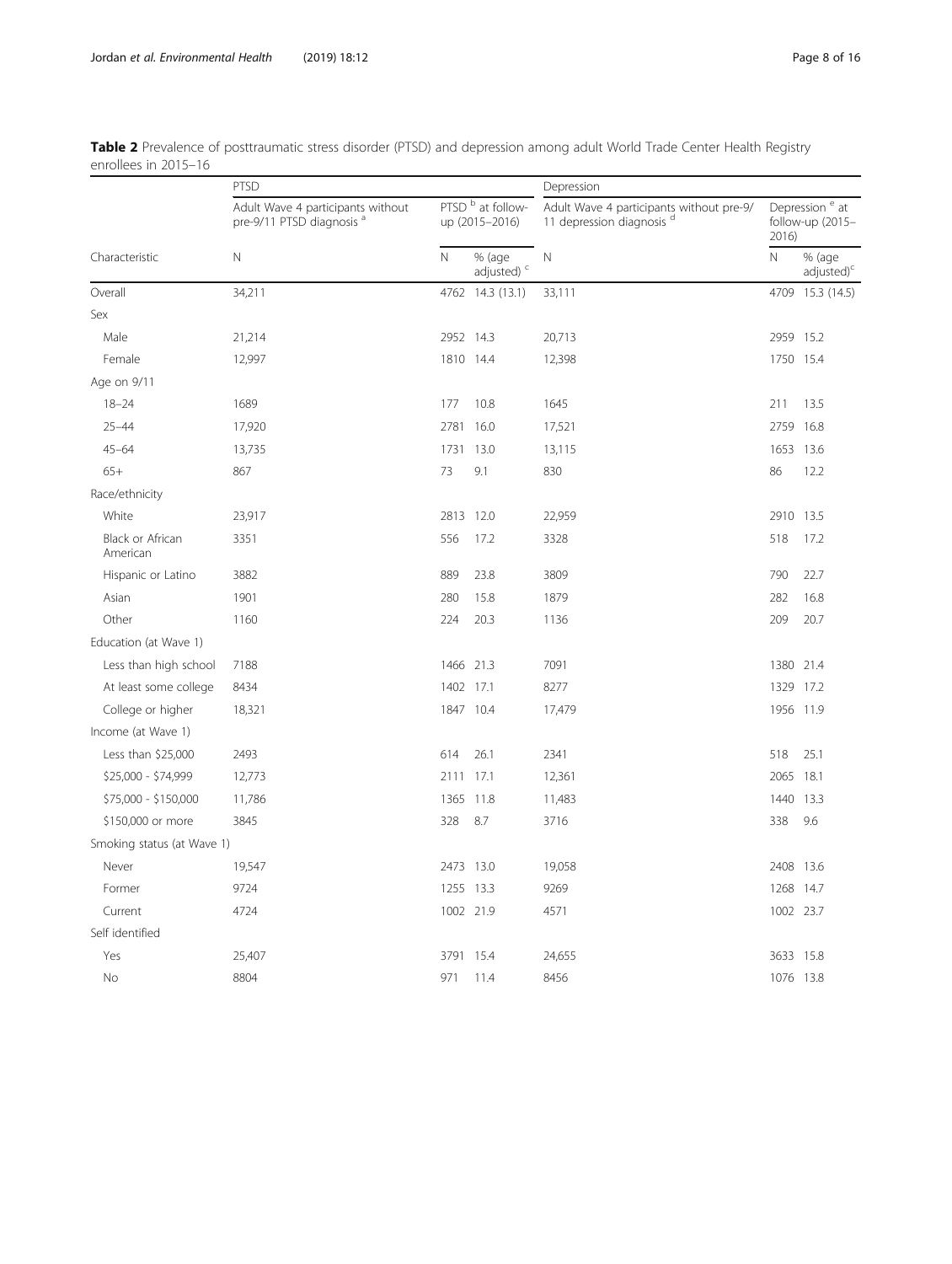**Table 2** Prevalence of posttraumatic stress disorder (PTSD) and depression among adult World Trade Center Health Registry enrollees in 2015–16

| | PTSD | | | Depression | | |
|---|---|---|---|---|---|---|
| | Adult Wave 4 participants without pre-9/11 PTSD diagnosis [a] | PTSD [b] at follow-up (2015–2016) | | Adult Wave 4 participants without pre-9/11 depression diagnosis [d] | Depression [e] at follow-up (2015–2016) | |
| Characteristic | N | N | % (age adjusted) [c] | N | N | % (age adjusted)[c] |
| Overall | 34,211 | 4762 | 14.3 (13.1) | 33,111 | 4709 | 15.3 (14.5) |
| Sex | | | | | | |
| Male | 21,214 | 2952 | 14.3 | 20,713 | 2959 | 15.2 |
| Female | 12,997 | 1810 | 14.4 | 12,398 | 1750 | 15.4 |
| Age on 9/11 | | | | | | |
| 18–24 | 1689 | 177 | 10.8 | 1645 | 211 | 13.5 |
| 25–44 | 17,920 | 2781 | 16.0 | 17,521 | 2759 | 16.8 |
| 45–64 | 13,735 | 1731 | 13.0 | 13,115 | 1653 | 13.6 |
| 65+ | 867 | 73 | 9.1 | 830 | 86 | 12.2 |
| Race/ethnicity | | | | | | |
| White | 23,917 | 2813 | 12.0 | 22,959 | 2910 | 13.5 |
| Black or African American | 3351 | 556 | 17.2 | 3328 | 518 | 17.2 |
| Hispanic or Latino | 3882 | 889 | 23.8 | 3809 | 790 | 22.7 |
| Asian | 1901 | 280 | 15.8 | 1879 | 282 | 16.8 |
| Other | 1160 | 224 | 20.3 | 1136 | 209 | 20.7 |
| Education (at Wave 1) | | | | | | |
| Less than high school | 7188 | 1466 | 21.3 | 7091 | 1380 | 21.4 |
| At least some college | 8434 | 1402 | 17.1 | 8277 | 1329 | 17.2 |
| College or higher | 18,321 | 1847 | 10.4 | 17,479 | 1956 | 11.9 |
| Income (at Wave 1) | | | | | | |
| Less than $25,000 | 2493 | 614 | 26.1 | 2341 | 518 | 25.1 |
| $25,000 - $74,999 | 12,773 | 2111 | 17.1 | 12,361 | 2065 | 18.1 |
| $75,000 - $150,000 | 11,786 | 1365 | 11.8 | 11,483 | 1440 | 13.3 |
| $150,000 or more | 3845 | 328 | 8.7 | 3716 | 338 | 9.6 |
| Smoking status (at Wave 1) | | | | | | |
| Never | 19,547 | 2473 | 13.0 | 19,058 | 2408 | 13.6 |
| Former | 9724 | 1255 | 13.3 | 9269 | 1268 | 14.7 |
| Current | 4724 | 1002 | 21.9 | 4571 | 1002 | 23.7 |
| Self identified | | | | | | |
| Yes | 25,407 | 3791 | 15.4 | 24,655 | 3633 | 15.8 |
| No | 8804 | 971 | 11.4 | 8456 | 1076 | 13.8 |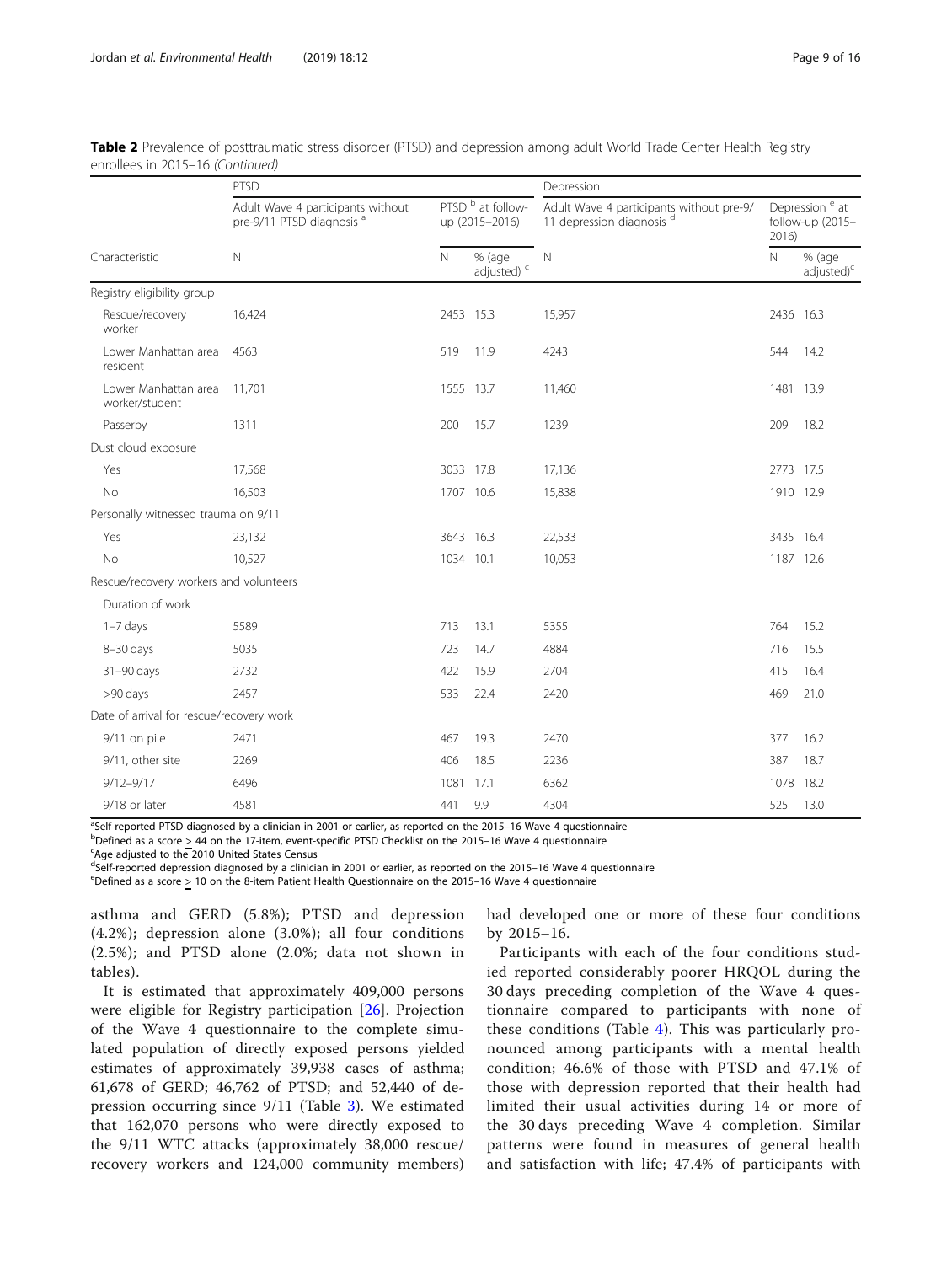**Table 2** Prevalence of posttraumatic stress disorder (PTSD) and depression among adult World Trade Center Health Registry enrollees in 2015–16 *(Continued)*

| | PTSD | | | Depression | | |
|---|---|---|---|---|---|---|
| | Adult Wave 4 participants without pre-9/11 PTSD diagnosis [a] | PTSD [b] at follow-up (2015–2016) | | Adult Wave 4 participants without pre-9/11 depression diagnosis [d] | Depression [e] at follow-up (2015–2016) | |
| Characteristic | N | N | % (age adjusted) [c] | N | N | % (age adjusted)[c] |
| Registry eligibility group | | | | | | |
| Rescue/recovery worker | 16,424 | 2453 | 15.3 | 15,957 | 2436 | 16.3 |
| Lower Manhattan area resident | 4563 | 519 | 11.9 | 4243 | 544 | 14.2 |
| Lower Manhattan area worker/student | 11,701 | 1555 | 13.7 | 11,460 | 1481 | 13.9 |
| Passerby | 1311 | 200 | 15.7 | 1239 | 209 | 18.2 |
| Dust cloud exposure | | | | | | |
| Yes | 17,568 | 3033 | 17.8 | 17,136 | 2773 | 17.5 |
| No | 16,503 | 1707 | 10.6 | 15,838 | 1910 | 12.9 |
| Personally witnessed trauma on 9/11 | | | | | | |
| Yes | 23,132 | 3643 | 16.3 | 22,533 | 3435 | 16.4 |
| No | 10,527 | 1034 | 10.1 | 10,053 | 1187 | 12.6 |
| Rescue/recovery workers and volunteers | | | | | | |
| Duration of work | | | | | | |
| 1–7 days | 5589 | 713 | 13.1 | 5355 | 764 | 15.2 |
| 8–30 days | 5035 | 723 | 14.7 | 4884 | 716 | 15.5 |
| 31–90 days | 2732 | 422 | 15.9 | 2704 | 415 | 16.4 |
| >90 days | 2457 | 533 | 22.4 | 2420 | 469 | 21.0 |
| Date of arrival for rescue/recovery work | | | | | | |
| 9/11 on pile | 2471 | 467 | 19.3 | 2470 | 377 | 16.2 |
| 9/11, other site | 2269 | 406 | 18.5 | 2236 | 387 | 18.7 |
| 9/12–9/17 | 6496 | 1081 | 17.1 | 6362 | 1078 | 18.2 |
| 9/18 or later | 4581 | 441 | 9.9 | 4304 | 525 | 13.0 |

[a]Self-reported PTSD diagnosed by a clinician in 2001 or earlier, as reported on the 2015–16 Wave 4 questionnaire
[b]Defined as a score ≥ 44 on the 17-item, event-specific PTSD Checklist on the 2015–16 Wave 4 questionnaire
[c]Age adjusted to the 2010 United States Census
[d]Self-reported depression diagnosed by a clinician in 2001 or earlier, as reported on the 2015–16 Wave 4 questionnaire
[e]Defined as a score ≥ 10 on the 8-item Patient Health Questionnaire on the 2015–16 Wave 4 questionnaire

asthma and GERD (5.8%); PTSD and depression (4.2%); depression alone (3.0%); all four conditions (2.5%); and PTSD alone (2.0%; data not shown in tables).

It is estimated that approximately 409,000 persons were eligible for Registry participation [26]. Projection of the Wave 4 questionnaire to the complete simulated population of directly exposed persons yielded estimates of approximately 39,938 cases of asthma; 61,678 of GERD; 46,762 of PTSD; and 52,440 of depression occurring since 9/11 (Table 3). We estimated that 162,070 persons who were directly exposed to the 9/11 WTC attacks (approximately 38,000 rescue/recovery workers and 124,000 community members) had developed one or more of these four conditions by 2015–16.

Participants with each of the four conditions studied reported considerably poorer HRQOL during the 30 days preceding completion of the Wave 4 questionnaire compared to participants with none of these conditions (Table 4). This was particularly pronounced among participants with a mental health condition; 46.6% of those with PTSD and 47.1% of those with depression reported that their health had limited their usual activities during 14 or more of the 30 days preceding Wave 4 completion. Similar patterns were found in measures of general health and satisfaction with life; 47.4% of participants with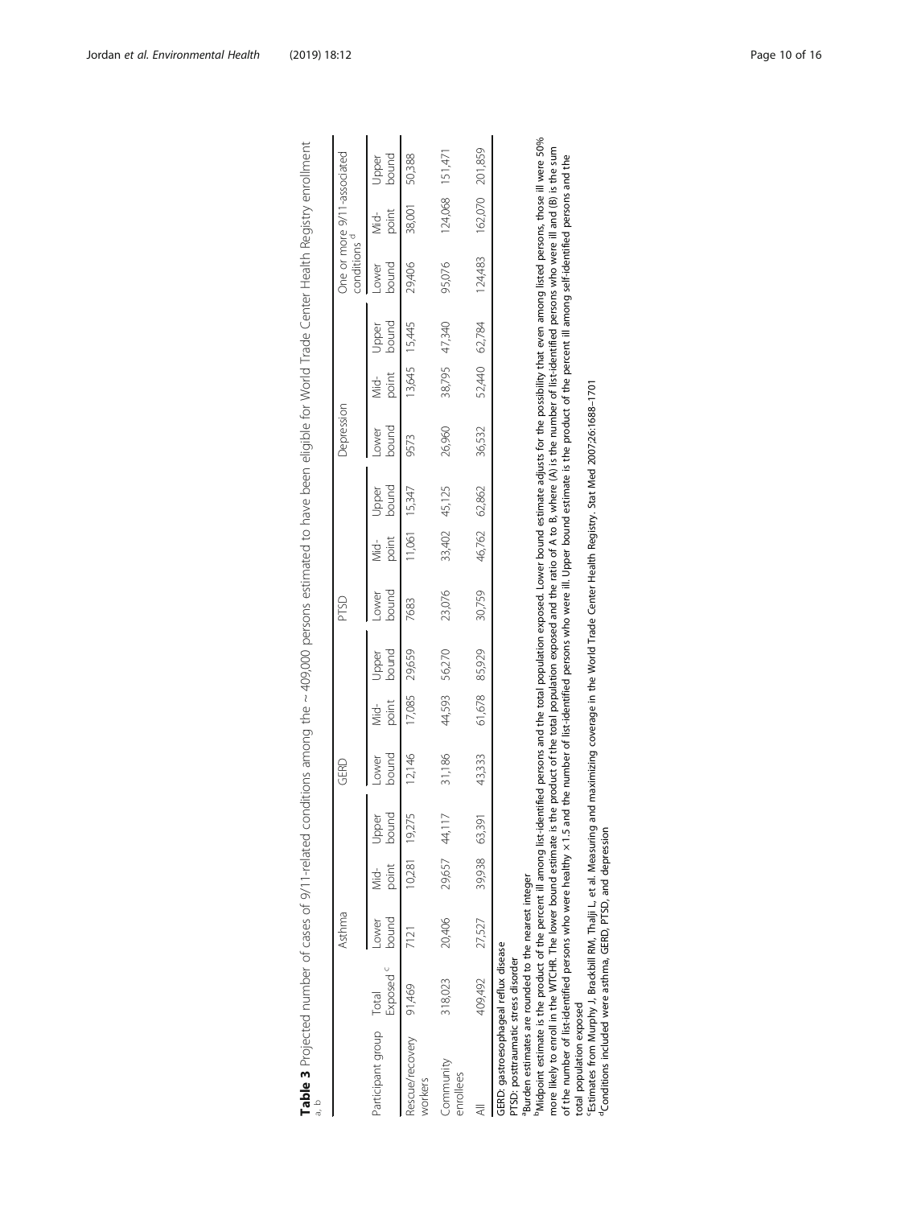**Table 3** Projected number of cases of 9/11-related conditions among the ~ 409,000 persons estimated to have been eligible for World Trade Center Health Registry enrollment [a, b]

| Participant group | Total Exposed [c] | Asthma | | | GERD | | | PTSD | | | Depression | | | One or more 9/11-associated conditions [d] | | |
|---|---|---|---|---|---|---|---|---|---|---|---|---|---|---|---|---|
| | | Lower bound | Mid-point | Upper bound | Lower bound | Mid-point | Upper bound | Lower bound | Mid-point | Upper bound | Lower bound | Mid-point | Upper bound | Lower bound | Mid-point | Upper bound |
| Rescue/recovery workers | 91,469 | 7121 | 10,281 | 19,275 | 12,146 | 17,085 | 29,659 | 7683 | 11,061 | 15,347 | 9573 | 13,645 | 15,445 | 29,406 | 38,001 | 50,388 |
| Community enrollees | 318,023 | 20,406 | 29,657 | 44,117 | 31,186 | 44,593 | 56,270 | 23,076 | 33,402 | 45,125 | 26,960 | 38,795 | 47,340 | 95,076 | 124,068 | 151,471 |
| All | 409,492 | 27,527 | 39,938 | 63,391 | 43,333 | 61,678 | 85,929 | 30,759 | 46,762 | 62,862 | 36,532 | 52,440 | 62,784 | 124,483 | 162,070 | 201,859 |

GERD: gastroesophageal reflux disease
PTSD: posttraumatic stress disorder
[a]Burden estimates are rounded to the nearest integer
[b]Midpoint estimate is the product of the percent ill among list-identified persons and the total population exposed. Lower bound estimate adjusts for the possibility that even among listed persons, those ill were 50% more likely to enroll in the WTCHR. The lower bound estimate is the product of the total population exposed and the ratio of A to B, where (A) is the number of list-identified persons who were ill and (B) is the sum of the number of list-identified persons who were healthy × 1.5 and the number of list-identified persons who were ill. Upper bound estimate is the product of the percent ill among self-identified persons and the total population exposed
[c]Estimates from Murphy J, Brackbill RM, Thalji L, et al. Measuring and maximizing coverage in the World Trade Center Health Registry. Stat Med 2007;26:1688–1701
[d]Conditions included were asthma, GERD, PTSD, and depression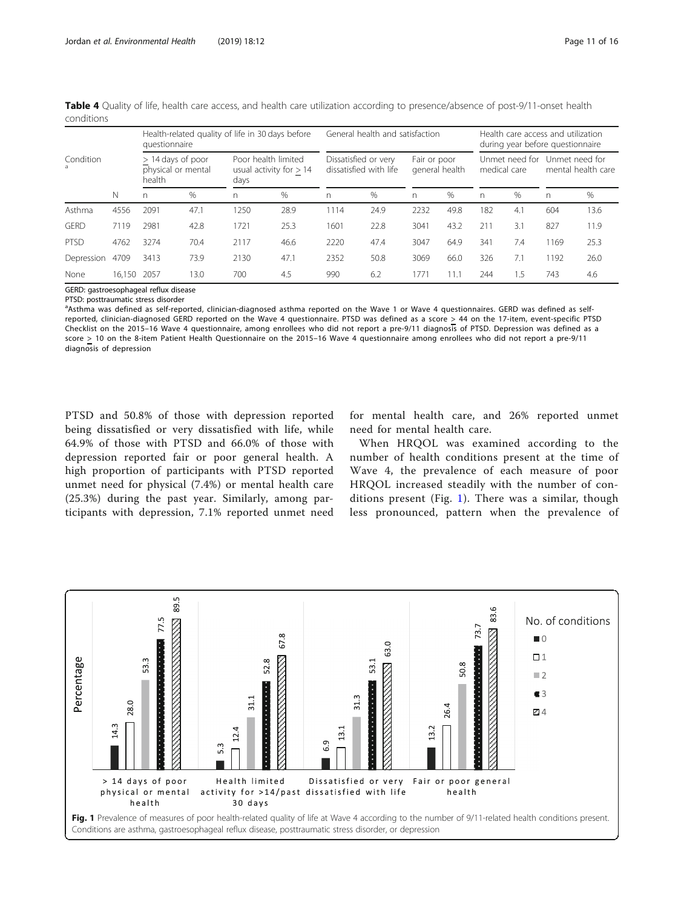**Table 4** Quality of life, health care access, and health care utilization according to presence/absence of post-9/11-onset health conditions

| Condition[a] | | Health-related quality of life in 30 days before questionnaire | | | | General health and satisfaction | | | | Health care access and utilization during year before questionnaire | | | |
|---|---|---|---|---|---|---|---|---|---|---|---|---|---|
| | | ≥ 14 days of poor physical or mental health | | Poor health limited usual activity for ≥ 14 days | | Dissatisfied or very dissatisfied with life | | Fair or poor general health | | Unmet need for medical care | | Unmet need for mental health care | |
| | N | n | % | n | % | n | % | n | % | n | % | n | % |
| Asthma | 4556 | 2091 | 47.1 | 1250 | 28.9 | 1114 | 24.9 | 2232 | 49.8 | 182 | 4.1 | 604 | 13.6 |
| GERD | 7119 | 2981 | 42.8 | 1721 | 25.3 | 1601 | 22.8 | 3041 | 43.2 | 211 | 3.1 | 827 | 11.9 |
| PTSD | 4762 | 3274 | 70.4 | 2117 | 46.6 | 2220 | 47.4 | 3047 | 64.9 | 341 | 7.4 | 1169 | 25.3 |
| Depression | 4709 | 3413 | 73.9 | 2130 | 47.1 | 2352 | 50.8 | 3069 | 66.0 | 326 | 7.1 | 1192 | 26.0 |
| None | 16,150 | 2057 | 13.0 | 700 | 4.5 | 990 | 6.2 | 1771 | 11.1 | 244 | 1.5 | 743 | 4.6 |

GERD: gastroesophageal reflux disease

PTSD: posttraumatic stress disorder

[a]Asthma was defined as self-reported, clinician-diagnosed asthma reported on the Wave 1 or Wave 4 questionnaires. GERD was defined as self-reported, clinician-diagnosed GERD reported on the Wave 4 questionnaire. PTSD was defined as a score ≥ 44 on the 17-item, event-specific PTSD Checklist on the 2015–16 Wave 4 questionnaire, among enrollees who did not report a pre-9/11 diagnosis of PTSD. Depression was defined as a score ≥ 10 on the 8-item Patient Health Questionnaire on the 2015–16 Wave 4 questionnaire among enrollees who did not report a pre-9/11 diagnosis of depression

PTSD and 50.8% of those with depression reported being dissatisfied or very dissatisfied with life, while 64.9% of those with PTSD and 66.0% of those with depression reported fair or poor general health. A high proportion of participants with PTSD reported unmet need for physical (7.4%) or mental health care (25.3%) during the past year. Similarly, among participants with depression, 7.1% reported unmet need for mental health care, and 26% reported unmet need for mental health care.

When HRQOL was examined according to the number of health conditions present at the time of Wave 4, the prevalence of each measure of poor HRQOL increased steadily with the number of conditions present (Fig. 1). There was a similar, though less pronounced, pattern when the prevalence of

**Fig. 1** Prevalence of measures of poor health-related quality of life at Wave 4 according to the number of 9/11-related health conditions present. Conditions are asthma, gastroesophageal reflux disease, posttraumatic stress disorder, or depression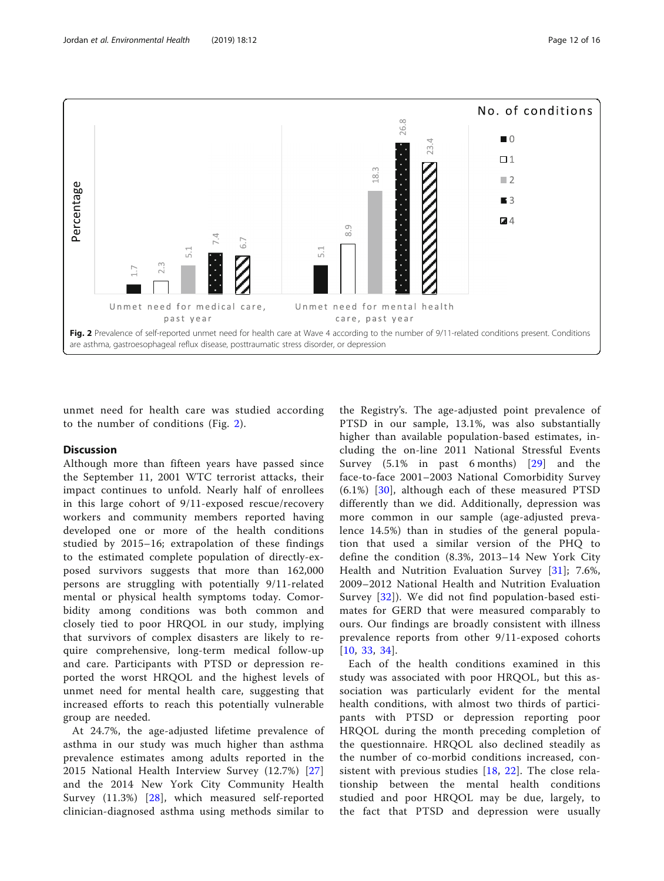**Fig. 2** Prevalence of self-reported unmet need for health care at Wave 4 according to the number of 9/11-related conditions present. Conditions are asthma, gastroesophageal reflux disease, posttraumatic stress disorder, or depression

unmet need for health care was studied according to the number of conditions (Fig. 2).

## Discussion

Although more than fifteen years have passed since the September 11, 2001 WTC terrorist attacks, their impact continues to unfold. Nearly half of enrollees in this large cohort of 9/11-exposed rescue/recovery workers and community members reported having developed one or more of the health conditions studied by 2015–16; extrapolation of these findings to the estimated complete population of directly-exposed survivors suggests that more than 162,000 persons are struggling with potentially 9/11-related mental or physical health symptoms today. Comorbidity among conditions was both common and closely tied to poor HRQOL in our study, implying that survivors of complex disasters are likely to require comprehensive, long-term medical follow-up and care. Participants with PTSD or depression reported the worst HRQOL and the highest levels of unmet need for mental health care, suggesting that increased efforts to reach this potentially vulnerable group are needed.

At 24.7%, the age-adjusted lifetime prevalence of asthma in our study was much higher than asthma prevalence estimates among adults reported in the 2015 National Health Interview Survey (12.7%) [27] and the 2014 New York City Community Health Survey (11.3%) [28], which measured self-reported clinician-diagnosed asthma using methods similar to the Registry's. The age-adjusted point prevalence of PTSD in our sample, 13.1%, was also substantially higher than available population-based estimates, including the on-line 2011 National Stressful Events Survey (5.1% in past 6 months) [29] and the face-to-face 2001–2003 National Comorbidity Survey (6.1%) [30], although each of these measured PTSD differently than we did. Additionally, depression was more common in our sample (age-adjusted prevalence 14.5%) than in studies of the general population that used a similar version of the PHQ to define the condition (8.3%, 2013–14 New York City Health and Nutrition Evaluation Survey [31]; 7.6%, 2009–2012 National Health and Nutrition Evaluation Survey [32]). We did not find population-based estimates for GERD that were measured comparably to ours. Our findings are broadly consistent with illness prevalence reports from other 9/11-exposed cohorts [10, 33, 34].

Each of the health conditions examined in this study was associated with poor HRQOL, but this association was particularly evident for the mental health conditions, with almost two thirds of participants with PTSD or depression reporting poor HRQOL during the month preceding completion of the questionnaire. HRQOL also declined steadily as the number of co-morbid conditions increased, consistent with previous studies [18, 22]. The close relationship between the mental health conditions studied and poor HRQOL may be due, largely, to the fact that PTSD and depression were usually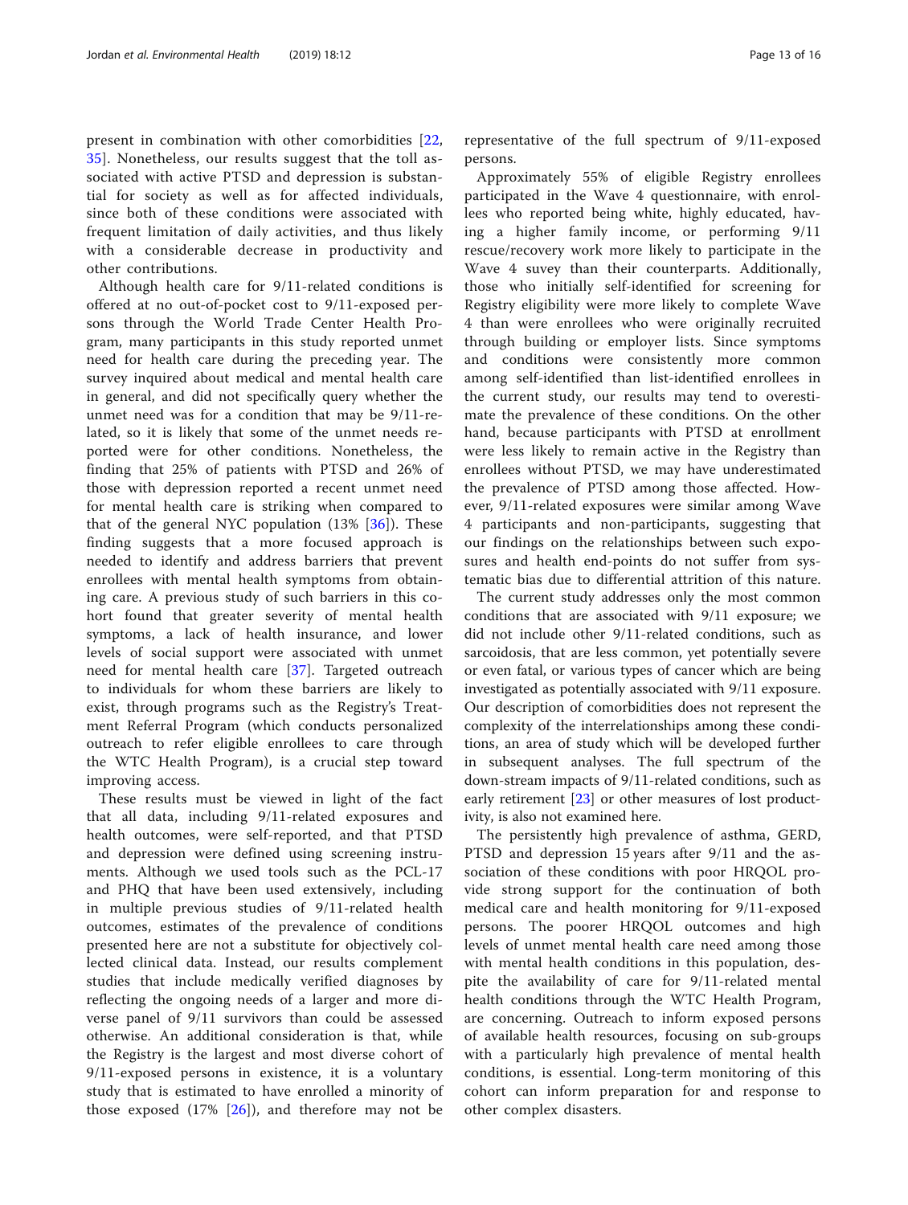present in combination with other comorbidities [22, 35]. Nonetheless, our results suggest that the toll associated with active PTSD and depression is substantial for society as well as for affected individuals, since both of these conditions were associated with frequent limitation of daily activities, and thus likely with a considerable decrease in productivity and other contributions.

Although health care for 9/11-related conditions is offered at no out-of-pocket cost to 9/11-exposed persons through the World Trade Center Health Program, many participants in this study reported unmet need for health care during the preceding year. The survey inquired about medical and mental health care in general, and did not specifically query whether the unmet need was for a condition that may be 9/11-related, so it is likely that some of the unmet needs reported were for other conditions. Nonetheless, the finding that 25% of patients with PTSD and 26% of those with depression reported a recent unmet need for mental health care is striking when compared to that of the general NYC population (13% [36]). These finding suggests that a more focused approach is needed to identify and address barriers that prevent enrollees with mental health symptoms from obtaining care. A previous study of such barriers in this cohort found that greater severity of mental health symptoms, a lack of health insurance, and lower levels of social support were associated with unmet need for mental health care [37]. Targeted outreach to individuals for whom these barriers are likely to exist, through programs such as the Registry's Treatment Referral Program (which conducts personalized outreach to refer eligible enrollees to care through the WTC Health Program), is a crucial step toward improving access.

These results must be viewed in light of the fact that all data, including 9/11-related exposures and health outcomes, were self-reported, and that PTSD and depression were defined using screening instruments. Although we used tools such as the PCL-17 and PHQ that have been used extensively, including in multiple previous studies of 9/11-related health outcomes, estimates of the prevalence of conditions presented here are not a substitute for objectively collected clinical data. Instead, our results complement studies that include medically verified diagnoses by reflecting the ongoing needs of a larger and more diverse panel of 9/11 survivors than could be assessed otherwise. An additional consideration is that, while the Registry is the largest and most diverse cohort of 9/11-exposed persons in existence, it is a voluntary study that is estimated to have enrolled a minority of those exposed (17% [26]), and therefore may not be representative of the full spectrum of 9/11-exposed persons.

Approximately 55% of eligible Registry enrollees participated in the Wave 4 questionnaire, with enrollees who reported being white, highly educated, having a higher family income, or performing 9/11 rescue/recovery work more likely to participate in the Wave 4 suvey than their counterparts. Additionally, those who initially self-identified for screening for Registry eligibility were more likely to complete Wave 4 than were enrollees who were originally recruited through building or employer lists. Since symptoms and conditions were consistently more common among self-identified than list-identified enrollees in the current study, our results may tend to overestimate the prevalence of these conditions. On the other hand, because participants with PTSD at enrollment were less likely to remain active in the Registry than enrollees without PTSD, we may have underestimated the prevalence of PTSD among those affected. However, 9/11-related exposures were similar among Wave 4 participants and non-participants, suggesting that our findings on the relationships between such exposures and health end-points do not suffer from systematic bias due to differential attrition of this nature.

The current study addresses only the most common conditions that are associated with 9/11 exposure; we did not include other 9/11-related conditions, such as sarcoidosis, that are less common, yet potentially severe or even fatal, or various types of cancer which are being investigated as potentially associated with 9/11 exposure. Our description of comorbidities does not represent the complexity of the interrelationships among these conditions, an area of study which will be developed further in subsequent analyses. The full spectrum of the down-stream impacts of 9/11-related conditions, such as early retirement [23] or other measures of lost productivity, is also not examined here.

The persistently high prevalence of asthma, GERD, PTSD and depression 15 years after 9/11 and the association of these conditions with poor HRQOL provide strong support for the continuation of both medical care and health monitoring for 9/11-exposed persons. The poorer HRQOL outcomes and high levels of unmet mental health care need among those with mental health conditions in this population, despite the availability of care for 9/11-related mental health conditions through the WTC Health Program, are concerning. Outreach to inform exposed persons of available health resources, focusing on sub-groups with a particularly high prevalence of mental health conditions, is essential. Long-term monitoring of this cohort can inform preparation for and response to other complex disasters.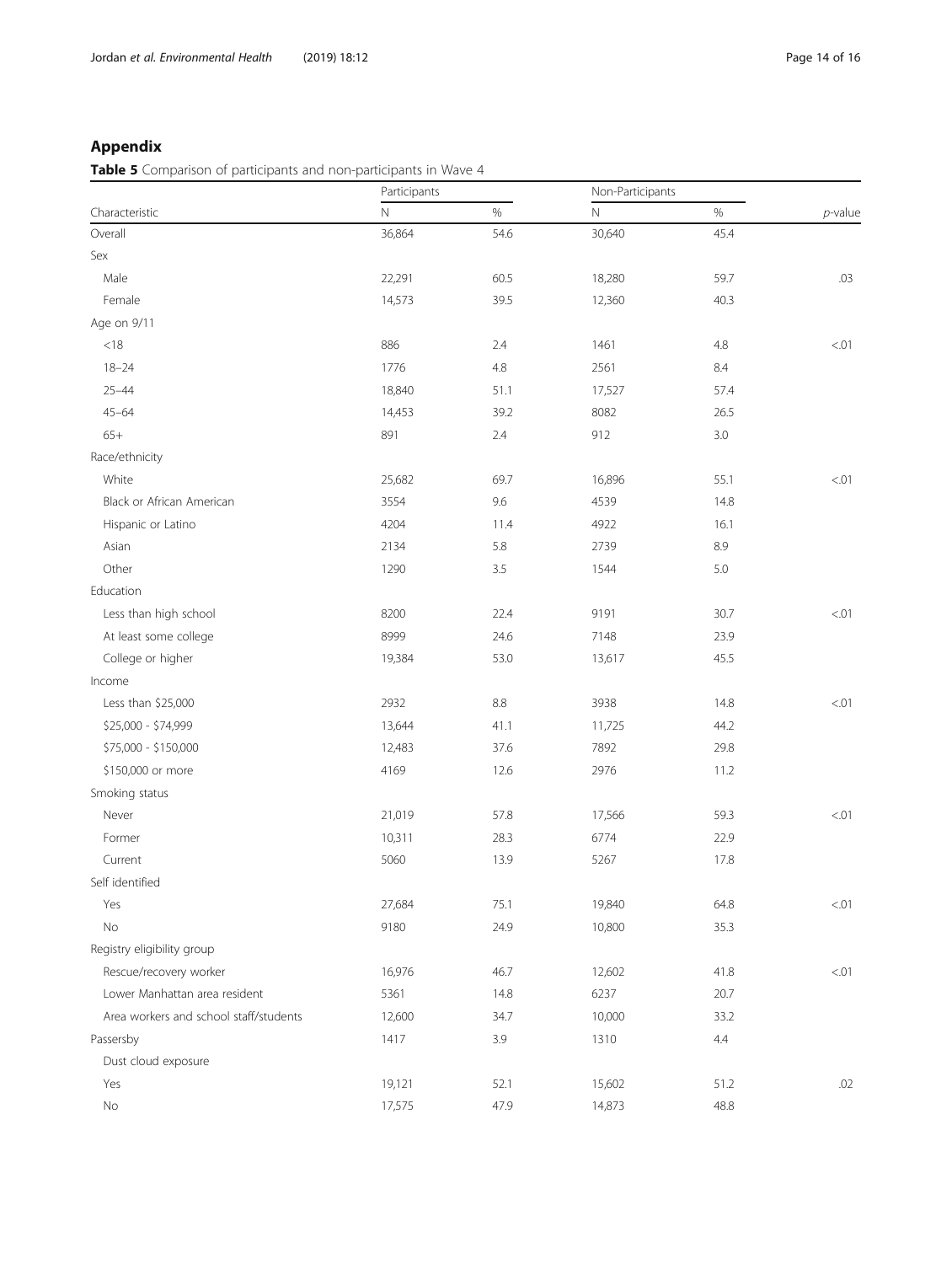## Appendix

**Table 5** Comparison of participants and non-participants in Wave 4

| | Participants | | Non-Participants | | |
|---|---|---|---|---|---|
| Characteristic | N | % | N | % | *p*-value |
| Overall | 36,864 | 54.6 | 30,640 | 45.4 | |
| Sex | | | | | |
| Male | 22,291 | 60.5 | 18,280 | 59.7 | .03 |
| Female | 14,573 | 39.5 | 12,360 | 40.3 | |
| Age on 9/11 | | | | | |
| <18 | 886 | 2.4 | 1461 | 4.8 | <.01 |
| 18–24 | 1776 | 4.8 | 2561 | 8.4 | |
| 25–44 | 18,840 | 51.1 | 17,527 | 57.4 | |
| 45–64 | 14,453 | 39.2 | 8082 | 26.5 | |
| 65+ | 891 | 2.4 | 912 | 3.0 | |
| Race/ethnicity | | | | | |
| White | 25,682 | 69.7 | 16,896 | 55.1 | <.01 |
| Black or African American | 3554 | 9.6 | 4539 | 14.8 | |
| Hispanic or Latino | 4204 | 11.4 | 4922 | 16.1 | |
| Asian | 2134 | 5.8 | 2739 | 8.9 | |
| Other | 1290 | 3.5 | 1544 | 5.0 | |
| Education | | | | | |
| Less than high school | 8200 | 22.4 | 9191 | 30.7 | <.01 |
| At least some college | 8999 | 24.6 | 7148 | 23.9 | |
| College or higher | 19,384 | 53.0 | 13,617 | 45.5 | |
| Income | | | | | |
| Less than $25,000 | 2932 | 8.8 | 3938 | 14.8 | <.01 |
| $25,000 - $74,999 | 13,644 | 41.1 | 11,725 | 44.2 | |
| $75,000 - $150,000 | 12,483 | 37.6 | 7892 | 29.8 | |
| $150,000 or more | 4169 | 12.6 | 2976 | 11.2 | |
| Smoking status | | | | | |
| Never | 21,019 | 57.8 | 17,566 | 59.3 | <.01 |
| Former | 10,311 | 28.3 | 6774 | 22.9 | |
| Current | 5060 | 13.9 | 5267 | 17.8 | |
| Self identified | | | | | |
| Yes | 27,684 | 75.1 | 19,840 | 64.8 | <.01 |
| No | 9180 | 24.9 | 10,800 | 35.3 | |
| Registry eligibility group | | | | | |
| Rescue/recovery worker | 16,976 | 46.7 | 12,602 | 41.8 | <.01 |
| Lower Manhattan area resident | 5361 | 14.8 | 6237 | 20.7 | |
| Area workers and school staff/students | 12,600 | 34.7 | 10,000 | 33.2 | |
| Passersby | 1417 | 3.9 | 1310 | 4.4 | |
| Dust cloud exposure | | | | | |
| Yes | 19,121 | 52.1 | 15,602 | 51.2 | .02 |
| No | 17,575 | 47.9 | 14,873 | 48.8 | |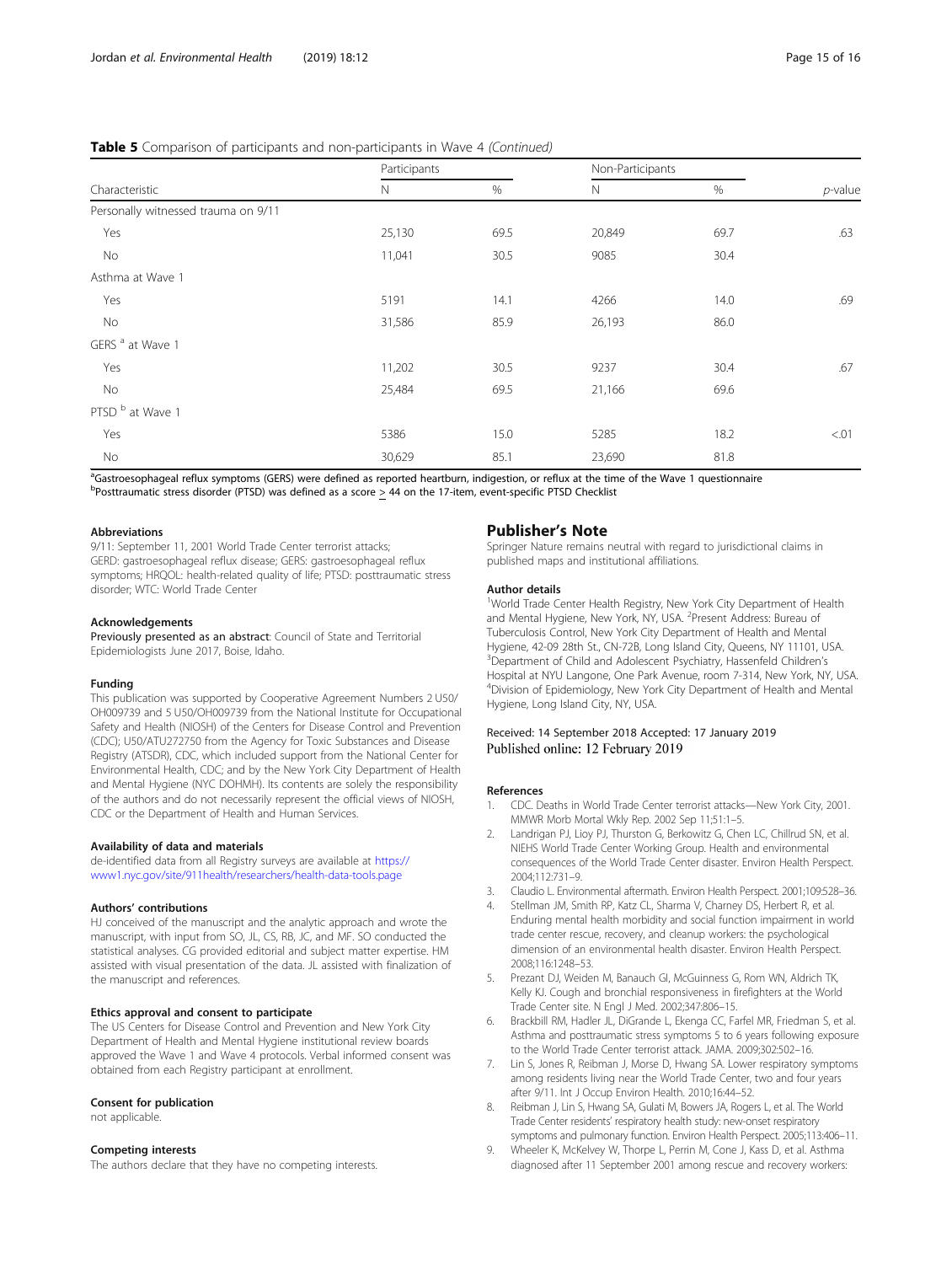**Table 5** Comparison of participants and non-participants in Wave 4 *(Continued)*

| Characteristic | Participants | | Non-Participants | | *p*-value |
|---|---|---|---|---|---|
| | N | % | N | % | |
| Personally witnessed trauma on 9/11 | | | | | |
| Yes | 25,130 | 69.5 | 20,849 | 69.7 | .63 |
| No | 11,041 | 30.5 | 9085 | 30.4 | |
| Asthma at Wave 1 | | | | | |
| Yes | 5191 | 14.1 | 4266 | 14.0 | .69 |
| No | 31,586 | 85.9 | 26,193 | 86.0 | |
| GERS [a] at Wave 1 | | | | | |
| Yes | 11,202 | 30.5 | 9237 | 30.4 | .67 |
| No | 25,484 | 69.5 | 21,166 | 69.6 | |
| PTSD [b] at Wave 1 | | | | | |
| Yes | 5386 | 15.0 | 5285 | 18.2 | <.01 |
| No | 30,629 | 85.1 | 23,690 | 81.8 | |

[a]Gastroesophageal reflux symptoms (GERS) were defined as reported heartburn, indigestion, or reflux at the time of the Wave 1 questionnaire
[b]Posttraumatic stress disorder (PTSD) was defined as a score $\geq$ 44 on the 17-item, event-specific PTSD Checklist

#### Abbreviations

9/11: September 11, 2001 World Trade Center terrorist attacks; GERD: gastroesophageal reflux disease; GERS: gastroesophageal reflux symptoms; HRQOL: health-related quality of life; PTSD: posttraumatic stress disorder; WTC: World Trade Center

#### Acknowledgements

**Previously presented as an abstract**: Council of State and Territorial Epidemiologists June 2017, Boise, Idaho.

#### Funding

This publication was supported by Cooperative Agreement Numbers 2 U50/OH009739 and 5 U50/OH009739 from the National Institute for Occupational Safety and Health (NIOSH) of the Centers for Disease Control and Prevention (CDC); U50/ATU272750 from the Agency for Toxic Substances and Disease Registry (ATSDR), CDC, which included support from the National Center for Environmental Health, CDC; and by the New York City Department of Health and Mental Hygiene (NYC DOHMH). Its contents are solely the responsibility of the authors and do not necessarily represent the official views of NIOSH, CDC or the Department of Health and Human Services.

#### Availability of data and materials

de-identified data from all Registry surveys are available at https://www1.nyc.gov/site/911health/researchers/health-data-tools.page

#### Authors' contributions

HJ conceived of the manuscript and the analytic approach and wrote the manuscript, with input from SO, JL, CS, RB, JC, and MF. SO conducted the statistical analyses. CG provided editorial and subject matter expertise. HM assisted with visual presentation of the data. JL assisted with finalization of the manuscript and references.

#### Ethics approval and consent to participate

The US Centers for Disease Control and Prevention and New York City Department of Health and Mental Hygiene institutional review boards approved the Wave 1 and Wave 4 protocols. Verbal informed consent was obtained from each Registry participant at enrollment.

#### Consent for publication

not applicable.

#### Competing interests

The authors declare that they have no competing interests.

## Publisher's Note

Springer Nature remains neutral with regard to jurisdictional claims in published maps and institutional affiliations.

#### Author details

[1]World Trade Center Health Registry, New York City Department of Health and Mental Hygiene, New York, NY, USA. [2]Present Address: Bureau of Tuberculosis Control, New York City Department of Health and Mental Hygiene, 42-09 28th St., CN-72B, Long Island City, Queens, NY 11101, USA. [3]Department of Child and Adolescent Psychiatry, Hassenfeld Children's Hospital at NYU Langone, One Park Avenue, room 7-314, New York, NY, USA. [4]Division of Epidemiology, New York City Department of Health and Mental Hygiene, Long Island City, NY, USA.

Received: 14 September 2018 Accepted: 17 January 2019
Published online: 12 February 2019

#### References

1. CDC. Deaths in World Trade Center terrorist attacks—New York City, 2001. MMWR Morb Mortal Wkly Rep. 2002 Sep 11;51:1–5.
2. Landrigan PJ, Lioy PJ, Thurston G, Berkowitz G, Chen LC, Chillrud SN, et al. NIEHS World Trade Center Working Group. Health and environmental consequences of the World Trade Center disaster. Environ Health Perspect. 2004;112:731–9.
3. Claudio L. Environmental aftermath. Environ Health Perspect. 2001;109:528–36.
4. Stellman JM, Smith RP, Katz CL, Sharma V, Charney DS, Herbert R, et al. Enduring mental health morbidity and social function impairment in world trade center rescue, recovery, and cleanup workers: the psychological dimension of an environmental health disaster. Environ Health Perspect. 2008;116:1248–53.
5. Prezant DJ, Weiden M, Banauch GI, McGuinness G, Rom WN, Aldrich TK, Kelly KJ. Cough and bronchial responsiveness in firefighters at the World Trade Center site. N Engl J Med. 2002;347:806–15.
6. Brackbill RM, Hadler JL, DiGrande L, Ekenga CC, Farfel MR, Friedman S, et al. Asthma and posttraumatic stress symptoms 5 to 6 years following exposure to the World Trade Center terrorist attack. JAMA. 2009;302:502–16.
7. Lin S, Jones R, Reibman J, Morse D, Hwang SA. Lower respiratory symptoms among residents living near the World Trade Center, two and four years after 9/11. Int J Occup Environ Health. 2010;16:44–52.
8. Reibman J, Lin S, Hwang SA, Gulati M, Bowers JA, Rogers L, et al. The World Trade Center residents' respiratory health study: new-onset respiratory symptoms and pulmonary function. Environ Health Perspect. 2005;113:406–11.
9. Wheeler K, McKelvey W, Thorpe L, Perrin M, Cone J, Kass D, et al. Asthma diagnosed after 11 September 2001 among rescue and recovery workers: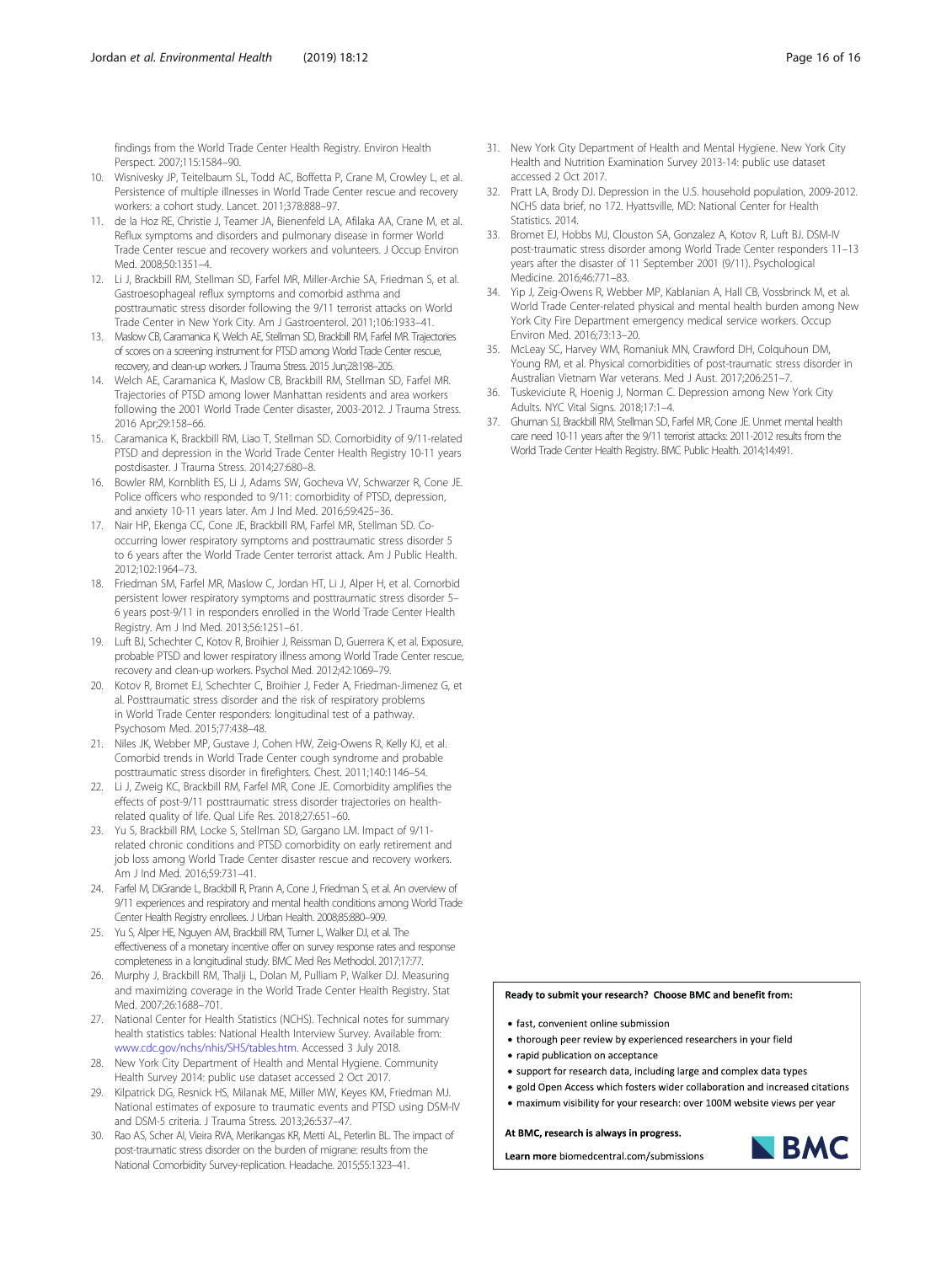findings from the World Trade Center Health Registry. Environ Health Perspect. 2007;115:1584–90.

10. Wisnivesky JP, Teitelbaum SL, Todd AC, Boffetta P, Crane M, Crowley L, et al. Persistence of multiple illnesses in World Trade Center rescue and recovery workers: a cohort study. Lancet. 2011;378:888–97.
11. de la Hoz RE, Christie J, Teamer JA, Bienenfeld LA, Afilaka AA, Crane M, et al. Reflux symptoms and disorders and pulmonary disease in former World Trade Center rescue and recovery workers and volunteers. J Occup Environ Med. 2008;50:1351–4.
12. Li J, Brackbill RM, Stellman SD, Farfel MR, Miller-Archie SA, Friedman S, et al. Gastroesophageal reflux symptoms and comorbid asthma and posttraumatic stress disorder following the 9/11 terrorist attacks on World Trade Center in New York City. Am J Gastroenterol. 2011;106:1933–41.
13. Maslow CB, Caramanica K, Welch AE, Stellman SD, Brackbill RM, Farfel MR. Trajectories of scores on a screening instrument for PTSD among World Trade Center rescue, recovery, and clean-up workers. J Trauma Stress. 2015 Jun;28:198–205.
14. Welch AE, Caramanica K, Maslow CB, Brackbill RM, Stellman SD, Farfel MR. Trajectories of PTSD among lower Manhattan residents and area workers following the 2001 World Trade Center disaster, 2003-2012. J Trauma Stress. 2016 Apr;29:158–66.
15. Caramanica K, Brackbill RM, Liao T, Stellman SD. Comorbidity of 9/11-related PTSD and depression in the World Trade Center Health Registry 10-11 years postdisaster. J Trauma Stress. 2014;27:680–8.
16. Bowler RM, Kornblith ES, Li J, Adams SW, Gocheva VV, Schwarzer R, Cone JE. Police officers who responded to 9/11: comorbidity of PTSD, depression, and anxiety 10-11 years later. Am J Ind Med. 2016;59:425–36.
17. Nair HP, Ekenga CC, Cone JE, Brackbill RM, Farfel MR, Stellman SD. Co-occurring lower respiratory symptoms and posttraumatic stress disorder 5 to 6 years after the World Trade Center terrorist attack. Am J Public Health. 2012;102:1964–73.
18. Friedman SM, Farfel MR, Maslow C, Jordan HT, Li J, Alper H, et al. Comorbid persistent lower respiratory symptoms and posttraumatic stress disorder 5–6 years post-9/11 in responders enrolled in the World Trade Center Health Registry. Am J Ind Med. 2013;56:1251–61.
19. Luft BJ, Schechter C, Kotov R, Broihier J, Reissman D, Guerrera K, et al. Exposure, probable PTSD and lower respiratory illness among World Trade Center rescue, recovery and clean-up workers. Psychol Med. 2012;42:1069–79.
20. Kotov R, Bromet EJ, Schechter C, Broihier J, Feder A, Friedman-Jimenez G, et al. Posttraumatic stress disorder and the risk of respiratory problems in World Trade Center responders: longitudinal test of a pathway. Psychosom Med. 2015;77:438–48.
21. Niles JK, Webber MP, Gustave J, Cohen HW, Zeig-Owens R, Kelly KJ, et al. Comorbid trends in World Trade Center cough syndrome and probable posttraumatic stress disorder in firefighters. Chest. 2011;140:1146–54.
22. Li J, Zweig KC, Brackbill RM, Farfel MR, Cone JE. Comorbidity amplifies the effects of post-9/11 posttraumatic stress disorder trajectories on health-related quality of life. Qual Life Res. 2018;27:651–60.
23. Yu S, Brackbill RM, Locke S, Stellman SD, Gargano LM. Impact of 9/11-related chronic conditions and PTSD comorbidity on early retirement and job loss among World Trade Center disaster rescue and recovery workers. Am J Ind Med. 2016;59:731–41.
24. Farfel M, DiGrande L, Brackbill R, Prann A, Cone J, Friedman S, et al. An overview of 9/11 experiences and respiratory and mental health conditions among World Trade Center Health Registry enrollees. J Urban Health. 2008;85:880–909.
25. Yu S, Alper HE, Nguyen AM, Brackbill RM, Turner L, Walker DJ, et al. The effectiveness of a monetary incentive offer on survey response rates and response completeness in a longitudinal study. BMC Med Res Methodol. 2017;17:77.
26. Murphy J, Brackbill RM, Thalji L, Dolan M, Pulliam P, Walker DJ. Measuring and maximizing coverage in the World Trade Center Health Registry. Stat Med. 2007;26:1688–701.
27. National Center for Health Statistics (NCHS). Technical notes for summary health statistics tables: National Health Interview Survey. Available from: www.cdc.gov/nchs/nhis/SHS/tables.htm. Accessed 3 July 2018.
28. New York City Department of Health and Mental Hygiene. Community Health Survey 2014: public use dataset accessed 2 Oct 2017.
29. Kilpatrick DG, Resnick HS, Milanak ME, Miller MW, Keyes KM, Friedman MJ. National estimates of exposure to traumatic events and PTSD using DSM-IV and DSM-5 criteria. J Trauma Stress. 2013;26:537–47.
30. Rao AS, Scher AI, Vieira RVA, Merikangas KR, Metti AL, Peterlin BL. The impact of post-traumatic stress disorder on the burden of migraine: results from the National Comorbidity Survey-replication. Headache. 2015;55:1323–41.
31. New York City Department of Health and Mental Hygiene. New York City Health and Nutrition Examination Survey 2013-14: public use dataset accessed 2 Oct 2017.
32. Pratt LA, Brody DJ. Depression in the U.S. household population, 2009-2012. NCHS data brief, no 172. Hyattsville, MD: National Center for Health Statistics. 2014.
33. Bromet EJ, Hobbs MJ, Clouston SA, Gonzalez A, Kotov R, Luft BJ. DSM-IV post-traumatic stress disorder among World Trade Center responders 11–13 years after the disaster of 11 September 2001 (9/11). Psychological Medicine. 2016;46:771–83.
34. Yip J, Zeig-Owens R, Webber MP, Kablanian A, Hall CB, Vossbrinck M, et al. World Trade Center-related physical and mental health burden among New York City Fire Department emergency medical service workers. Occup Environ Med. 2016;73:13–20.
35. McLeay SC, Harvey WM, Romaniuk MN, Crawford DH, Colquhoun DM, Young RM, et al. Physical comorbidities of post-traumatic stress disorder in Australian Vietnam War veterans. Med J Aust. 2017;206:251–7.
36. Tuskeviciute R, Hoenig J, Norman C. Depression among New York City Adults. NYC Vital Signs. 2018;17:1–4.
37. Ghuman SJ, Brackbill RM, Stellman SD, Farfel MR, Cone JE. Unmet mental health care need 10-11 years after the 9/11 terrorist attacks: 2011-2012 results from the World Trade Center Health Registry. BMC Public Health. 2014;14:491.

**Ready to submit your research? Choose BMC and benefit from:**

- fast, convenient online submission
- thorough peer review by experienced researchers in your field
- rapid publication on acceptance
- support for research data, including large and complex data types
- gold Open Access which fosters wider collaboration and increased citations
- maximum visibility for your research: over 100M website views per year

**At BMC, research is always in progress.**

**Learn more** biomedcentral.com/submissions

BMC